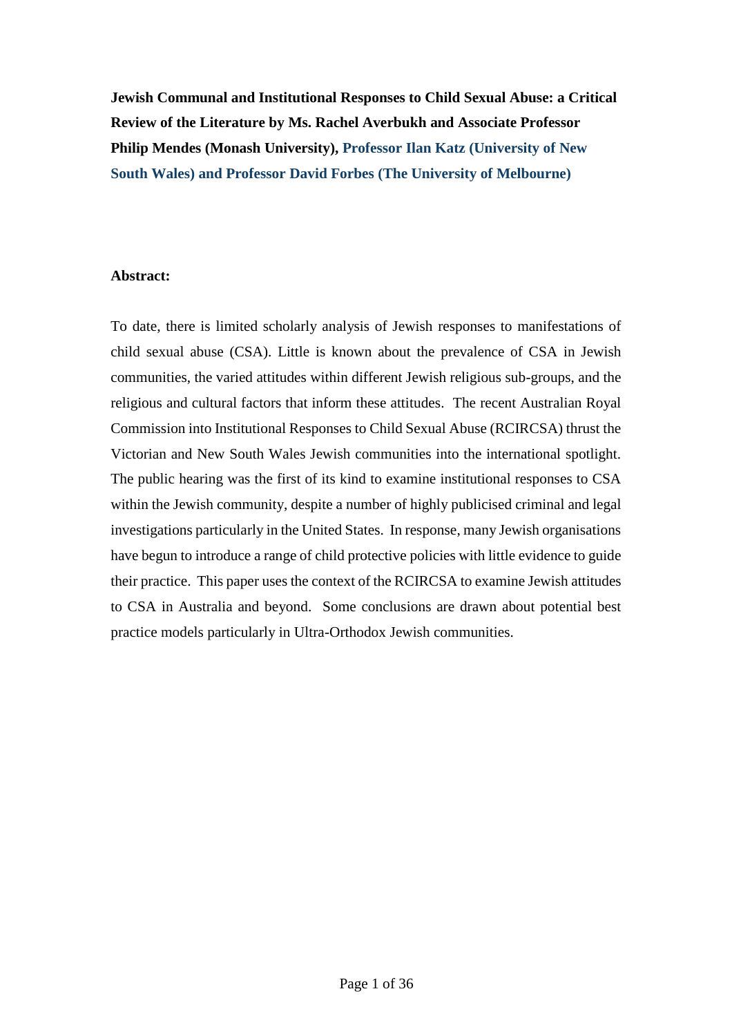**Jewish Communal and Institutional Responses to Child Sexual Abuse: a Critical Review of the Literature by Ms. Rachel Averbukh and Associate Professor Philip Mendes (Monash University), Professor Ilan Katz (University of New South Wales) and Professor David Forbes (The University of Melbourne)**

**Abstract:**

To date, there is limited scholarly analysis of Jewish responses to manifestations of child sexual abuse (CSA). Little is known about the prevalence of CSA in Jewish communities, the varied attitudes within different Jewish religious sub-groups, and the religious and cultural factors that inform these attitudes. The recent Australian Royal Commission into Institutional Responses to Child Sexual Abuse (RCIRCSA) thrust the Victorian and New South Wales Jewish communities into the international spotlight. The public hearing was the first of its kind to examine institutional responses to CSA within the Jewish community, despite a number of highly publicised criminal and legal investigations particularly in the United States. In response, many Jewish organisations have begun to introduce a range of child protective policies with little evidence to guide their practice. This paper uses the context of the RCIRCSA to examine Jewish attitudes to CSA in Australia and beyond. Some conclusions are drawn about potential best practice models particularly in Ultra-Orthodox Jewish communities.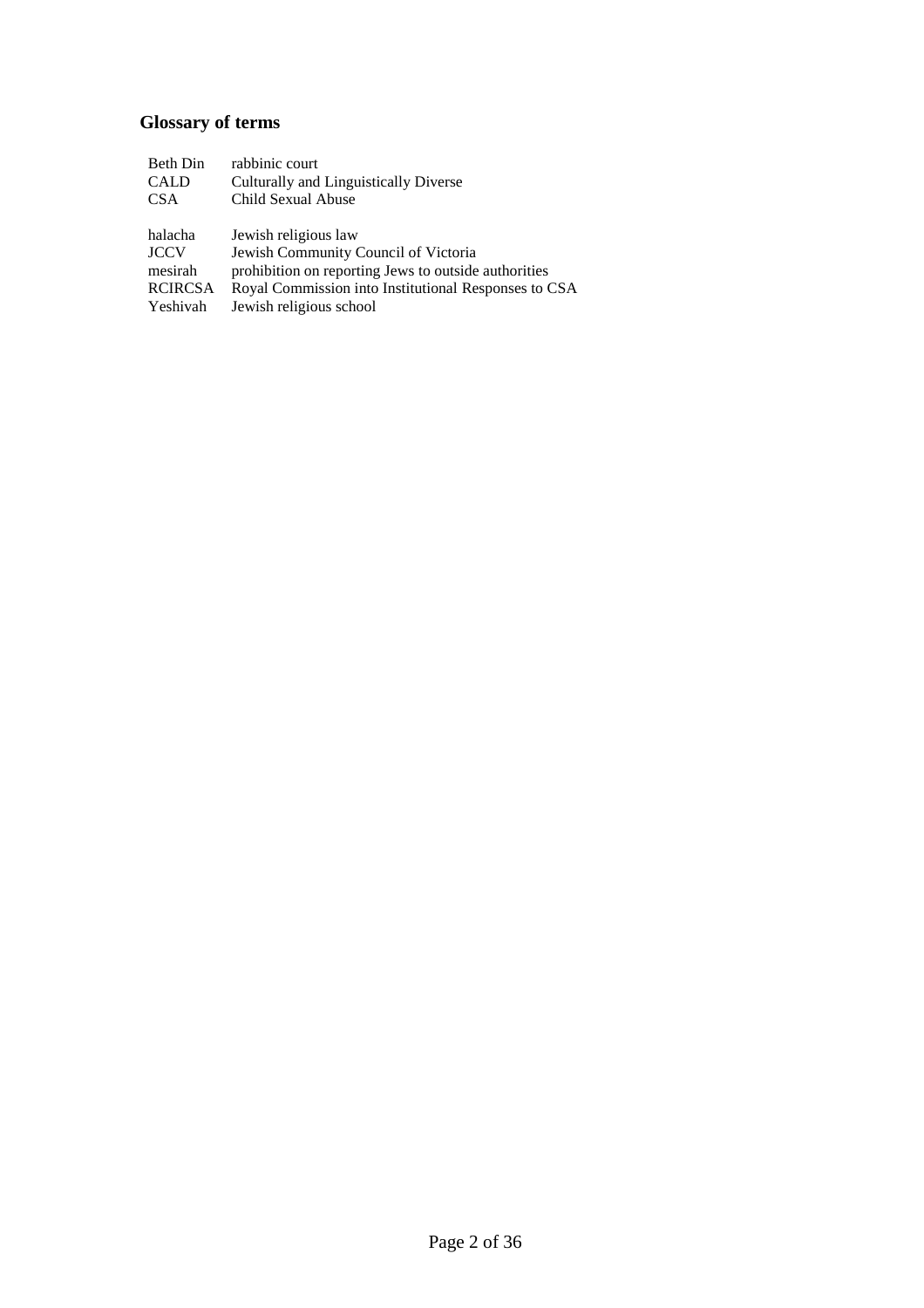## Glossary of terms

| | |
|---|---|
| Beth Din | rabbinic court |
| CALD | Culturally and Linguistically Diverse |
| CSA | Child Sexual Abuse |
| | |
| halacha | Jewish religious law |
| JCCV | Jewish Community Council of Victoria |
| mesirah | prohibition on reporting Jews to outside authorities |
| RCIRCSA | Royal Commission into Institutional Responses to CSA |
| Yeshivah | Jewish religious school |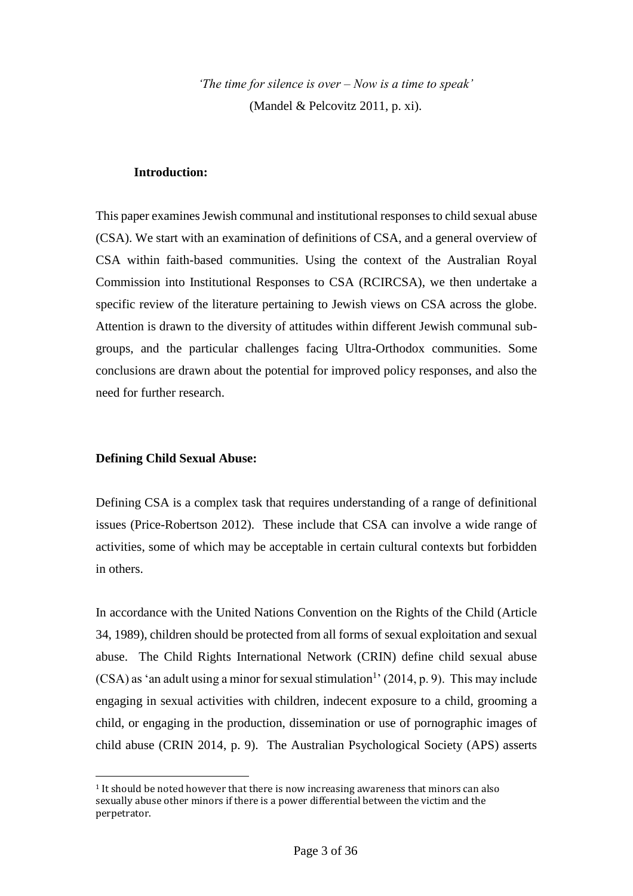*'The time for silence is over – Now is a time to speak'*
(Mandel & Pelcovitz 2011, p. xi).

## Introduction:

This paper examines Jewish communal and institutional responses to child sexual abuse (CSA). We start with an examination of definitions of CSA, and a general overview of CSA within faith-based communities. Using the context of the Australian Royal Commission into Institutional Responses to CSA (RCIRCSA), we then undertake a specific review of the literature pertaining to Jewish views on CSA across the globe. Attention is drawn to the diversity of attitudes within different Jewish communal sub-groups, and the particular challenges facing Ultra-Orthodox communities. Some conclusions are drawn about the potential for improved policy responses, and also the need for further research.

## Defining Child Sexual Abuse:

Defining CSA is a complex task that requires understanding of a range of definitional issues (Price-Robertson 2012). These include that CSA can involve a wide range of activities, some of which may be acceptable in certain cultural contexts but forbidden in others.

In accordance with the United Nations Convention on the Rights of the Child (Article 34, 1989), children should be protected from all forms of sexual exploitation and sexual abuse. The Child Rights International Network (CRIN) define child sexual abuse (CSA) as 'an adult using a minor for sexual stimulation[1]' (2014, p. 9). This may include engaging in sexual activities with children, indecent exposure to a child, grooming a child, or engaging in the production, dissemination or use of pornographic images of child abuse (CRIN 2014, p. 9). The Australian Psychological Society (APS) asserts

[1] It should be noted however that there is now increasing awareness that minors can also sexually abuse other minors if there is a power differential between the victim and the perpetrator.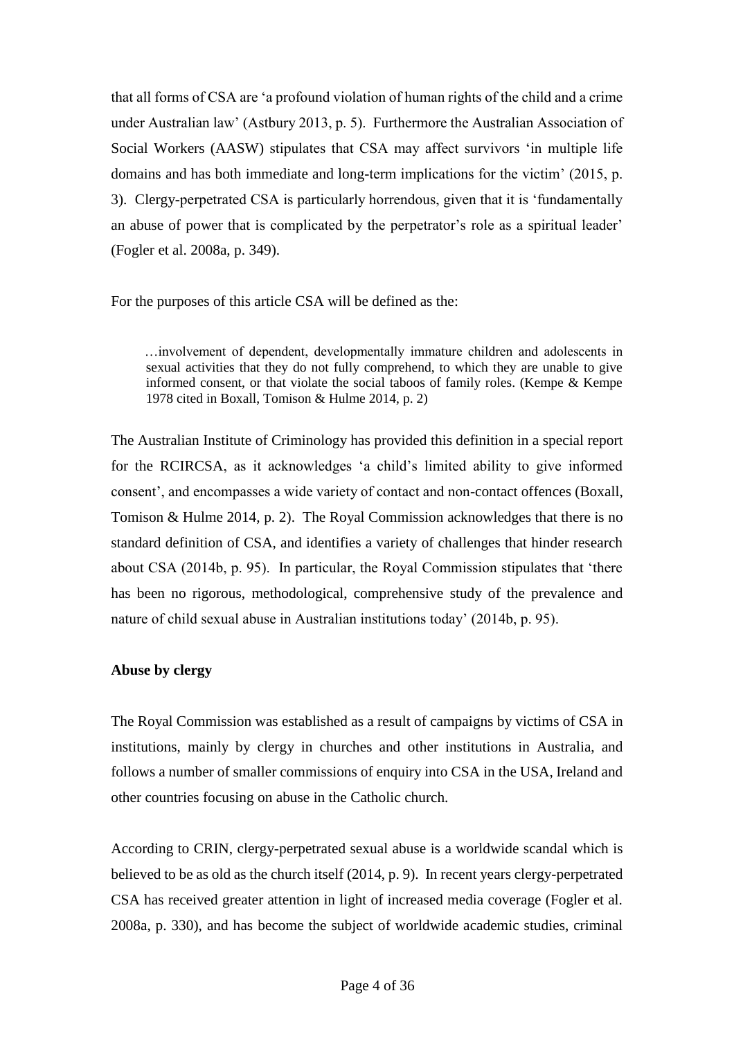that all forms of CSA are 'a profound violation of human rights of the child and a crime under Australian law' (Astbury 2013, p. 5). Furthermore the Australian Association of Social Workers (AASW) stipulates that CSA may affect survivors 'in multiple life domains and has both immediate and long-term implications for the victim' (2015, p. 3). Clergy-perpetrated CSA is particularly horrendous, given that it is 'fundamentally an abuse of power that is complicated by the perpetrator's role as a spiritual leader' (Fogler et al. 2008a, p. 349).

For the purposes of this article CSA will be defined as the:

> …involvement of dependent, developmentally immature children and adolescents in sexual activities that they do not fully comprehend, to which they are unable to give informed consent, or that violate the social taboos of family roles. (Kempe & Kempe 1978 cited in Boxall, Tomison & Hulme 2014, p. 2)

The Australian Institute of Criminology has provided this definition in a special report for the RCIRCSA, as it acknowledges 'a child's limited ability to give informed consent', and encompasses a wide variety of contact and non-contact offences (Boxall, Tomison & Hulme 2014, p. 2). The Royal Commission acknowledges that there is no standard definition of CSA, and identifies a variety of challenges that hinder research about CSA (2014b, p. 95). In particular, the Royal Commission stipulates that 'there has been no rigorous, methodological, comprehensive study of the prevalence and nature of child sexual abuse in Australian institutions today' (2014b, p. 95).

**Abuse by clergy**

The Royal Commission was established as a result of campaigns by victims of CSA in institutions, mainly by clergy in churches and other institutions in Australia, and follows a number of smaller commissions of enquiry into CSA in the USA, Ireland and other countries focusing on abuse in the Catholic church.

According to CRIN, clergy-perpetrated sexual abuse is a worldwide scandal which is believed to be as old as the church itself (2014, p. 9). In recent years clergy-perpetrated CSA has received greater attention in light of increased media coverage (Fogler et al. 2008a, p. 330), and has become the subject of worldwide academic studies, criminal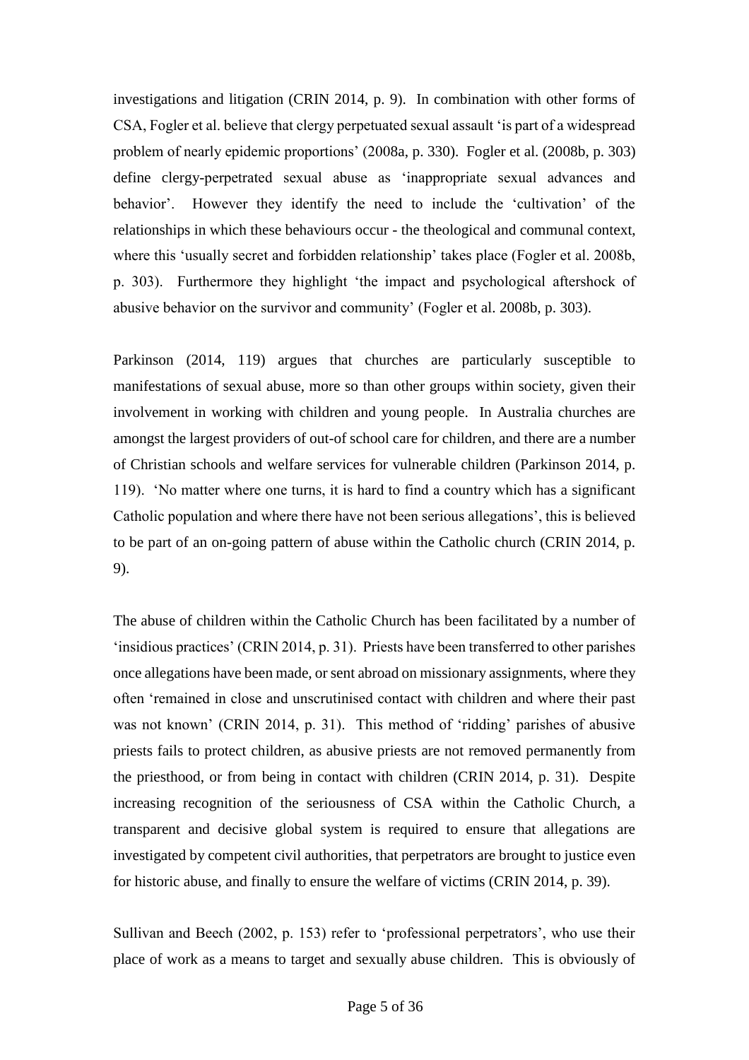investigations and litigation (CRIN 2014, p. 9). In combination with other forms of CSA, Fogler et al. believe that clergy perpetuated sexual assault 'is part of a widespread problem of nearly epidemic proportions' (2008a, p. 330). Fogler et al. (2008b, p. 303) define clergy-perpetrated sexual abuse as 'inappropriate sexual advances and behavior'. However they identify the need to include the 'cultivation' of the relationships in which these behaviours occur - the theological and communal context, where this 'usually secret and forbidden relationship' takes place (Fogler et al. 2008b, p. 303). Furthermore they highlight 'the impact and psychological aftershock of abusive behavior on the survivor and community' (Fogler et al. 2008b, p. 303).

Parkinson (2014, 119) argues that churches are particularly susceptible to manifestations of sexual abuse, more so than other groups within society, given their involvement in working with children and young people. In Australia churches are amongst the largest providers of out-of school care for children, and there are a number of Christian schools and welfare services for vulnerable children (Parkinson 2014, p. 119). 'No matter where one turns, it is hard to find a country which has a significant Catholic population and where there have not been serious allegations', this is believed to be part of an on-going pattern of abuse within the Catholic church (CRIN 2014, p. 9).

The abuse of children within the Catholic Church has been facilitated by a number of 'insidious practices' (CRIN 2014, p. 31). Priests have been transferred to other parishes once allegations have been made, or sent abroad on missionary assignments, where they often 'remained in close and unscrutinised contact with children and where their past was not known' (CRIN 2014, p. 31). This method of 'ridding' parishes of abusive priests fails to protect children, as abusive priests are not removed permanently from the priesthood, or from being in contact with children (CRIN 2014, p. 31). Despite increasing recognition of the seriousness of CSA within the Catholic Church, a transparent and decisive global system is required to ensure that allegations are investigated by competent civil authorities, that perpetrators are brought to justice even for historic abuse, and finally to ensure the welfare of victims (CRIN 2014, p. 39).

Sullivan and Beech (2002, p. 153) refer to 'professional perpetrators', who use their place of work as a means to target and sexually abuse children. This is obviously of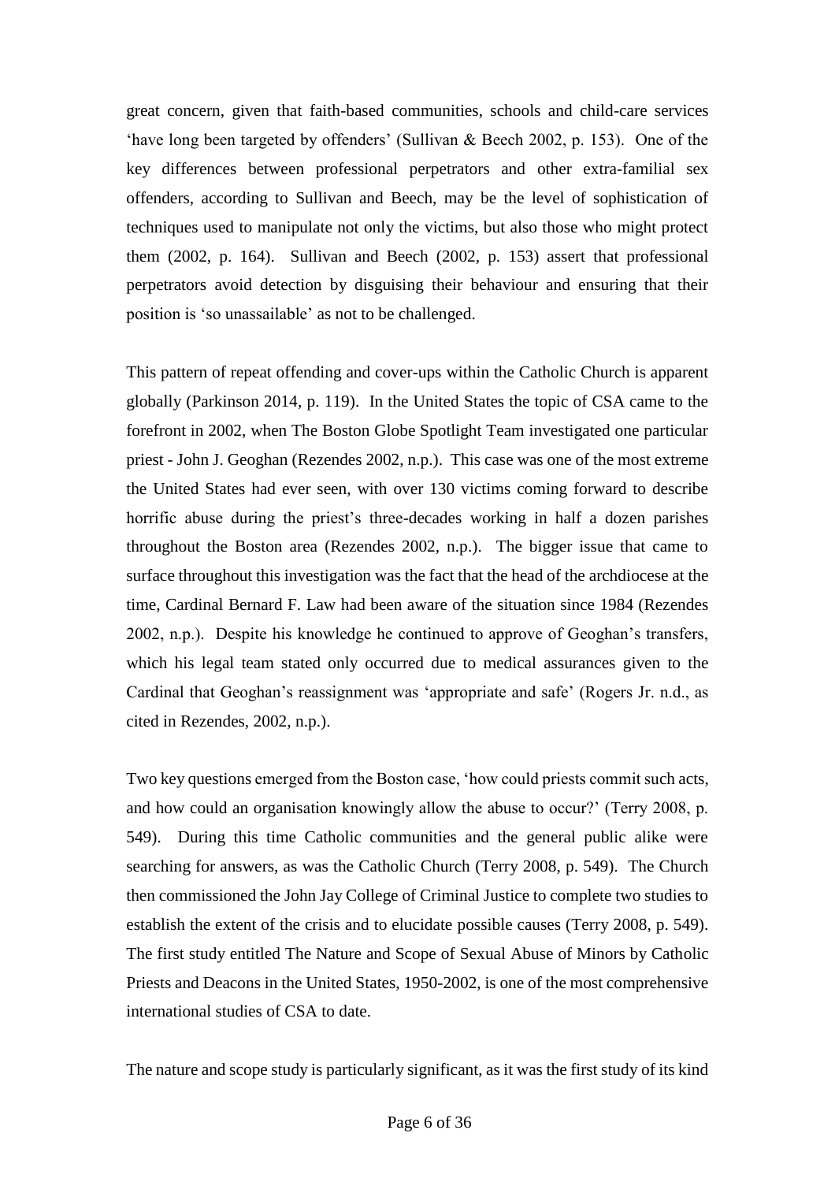great concern, given that faith-based communities, schools and child-care services 'have long been targeted by offenders' (Sullivan & Beech 2002, p. 153). One of the key differences between professional perpetrators and other extra-familial sex offenders, according to Sullivan and Beech, may be the level of sophistication of techniques used to manipulate not only the victims, but also those who might protect them (2002, p. 164). Sullivan and Beech (2002, p. 153) assert that professional perpetrators avoid detection by disguising their behaviour and ensuring that their position is 'so unassailable' as not to be challenged.

This pattern of repeat offending and cover-ups within the Catholic Church is apparent globally (Parkinson 2014, p. 119). In the United States the topic of CSA came to the forefront in 2002, when The Boston Globe Spotlight Team investigated one particular priest - John J. Geoghan (Rezendes 2002, n.p.). This case was one of the most extreme the United States had ever seen, with over 130 victims coming forward to describe horrific abuse during the priest's three-decades working in half a dozen parishes throughout the Boston area (Rezendes 2002, n.p.). The bigger issue that came to surface throughout this investigation was the fact that the head of the archdiocese at the time, Cardinal Bernard F. Law had been aware of the situation since 1984 (Rezendes 2002, n.p.). Despite his knowledge he continued to approve of Geoghan's transfers, which his legal team stated only occurred due to medical assurances given to the Cardinal that Geoghan's reassignment was 'appropriate and safe' (Rogers Jr. n.d., as cited in Rezendes, 2002, n.p.).

Two key questions emerged from the Boston case, 'how could priests commit such acts, and how could an organisation knowingly allow the abuse to occur?' (Terry 2008, p. 549). During this time Catholic communities and the general public alike were searching for answers, as was the Catholic Church (Terry 2008, p. 549). The Church then commissioned the John Jay College of Criminal Justice to complete two studies to establish the extent of the crisis and to elucidate possible causes (Terry 2008, p. 549). The first study entitled The Nature and Scope of Sexual Abuse of Minors by Catholic Priests and Deacons in the United States, 1950-2002, is one of the most comprehensive international studies of CSA to date.

The nature and scope study is particularly significant, as it was the first study of its kind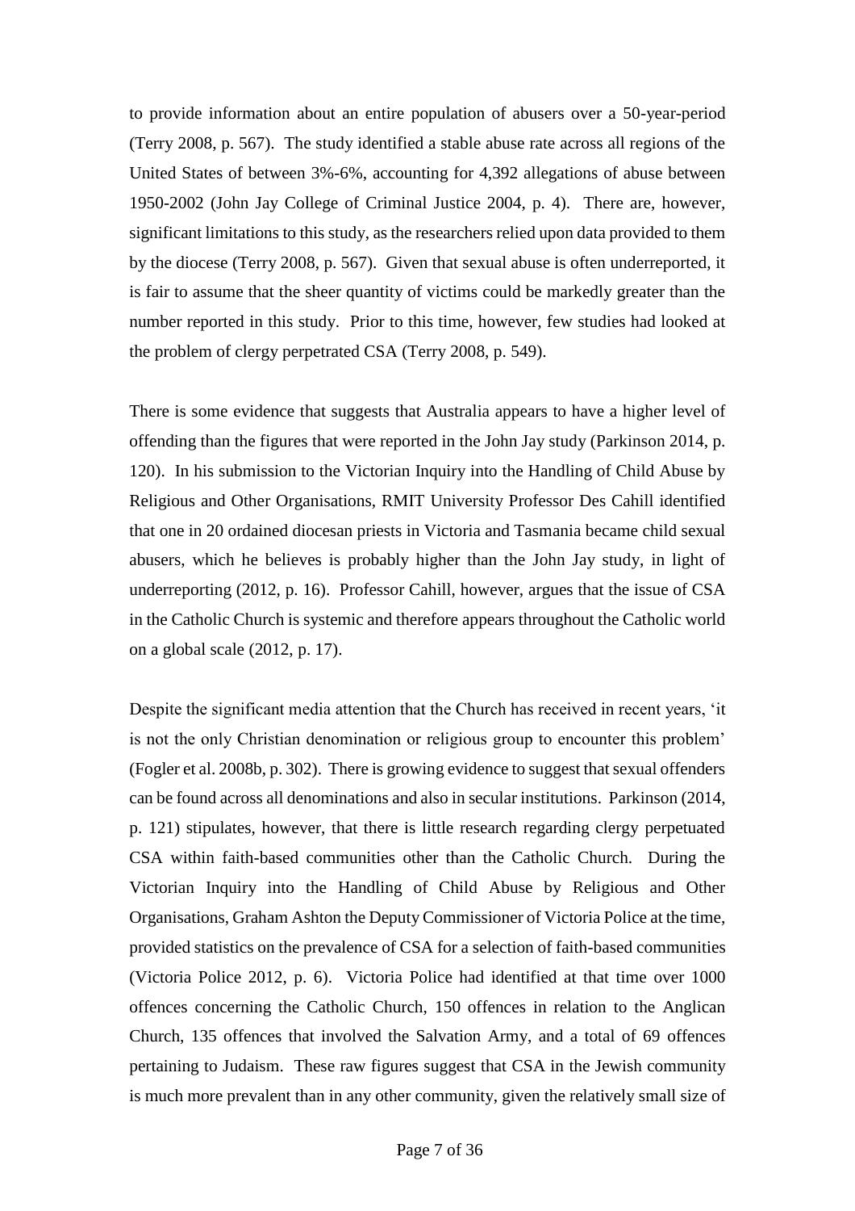to provide information about an entire population of abusers over a 50-year-period (Terry 2008, p. 567). The study identified a stable abuse rate across all regions of the United States of between 3%-6%, accounting for 4,392 allegations of abuse between 1950-2002 (John Jay College of Criminal Justice 2004, p. 4). There are, however, significant limitations to this study, as the researchers relied upon data provided to them by the diocese (Terry 2008, p. 567). Given that sexual abuse is often underreported, it is fair to assume that the sheer quantity of victims could be markedly greater than the number reported in this study. Prior to this time, however, few studies had looked at the problem of clergy perpetrated CSA (Terry 2008, p. 549).

There is some evidence that suggests that Australia appears to have a higher level of offending than the figures that were reported in the John Jay study (Parkinson 2014, p. 120). In his submission to the Victorian Inquiry into the Handling of Child Abuse by Religious and Other Organisations, RMIT University Professor Des Cahill identified that one in 20 ordained diocesan priests in Victoria and Tasmania became child sexual abusers, which he believes is probably higher than the John Jay study, in light of underreporting (2012, p. 16). Professor Cahill, however, argues that the issue of CSA in the Catholic Church is systemic and therefore appears throughout the Catholic world on a global scale (2012, p. 17).

Despite the significant media attention that the Church has received in recent years, 'it is not the only Christian denomination or religious group to encounter this problem' (Fogler et al. 2008b, p. 302). There is growing evidence to suggest that sexual offenders can be found across all denominations and also in secular institutions. Parkinson (2014, p. 121) stipulates, however, that there is little research regarding clergy perpetuated CSA within faith-based communities other than the Catholic Church. During the Victorian Inquiry into the Handling of Child Abuse by Religious and Other Organisations, Graham Ashton the Deputy Commissioner of Victoria Police at the time, provided statistics on the prevalence of CSA for a selection of faith-based communities (Victoria Police 2012, p. 6). Victoria Police had identified at that time over 1000 offences concerning the Catholic Church, 150 offences in relation to the Anglican Church, 135 offences that involved the Salvation Army, and a total of 69 offences pertaining to Judaism. These raw figures suggest that CSA in the Jewish community is much more prevalent than in any other community, given the relatively small size of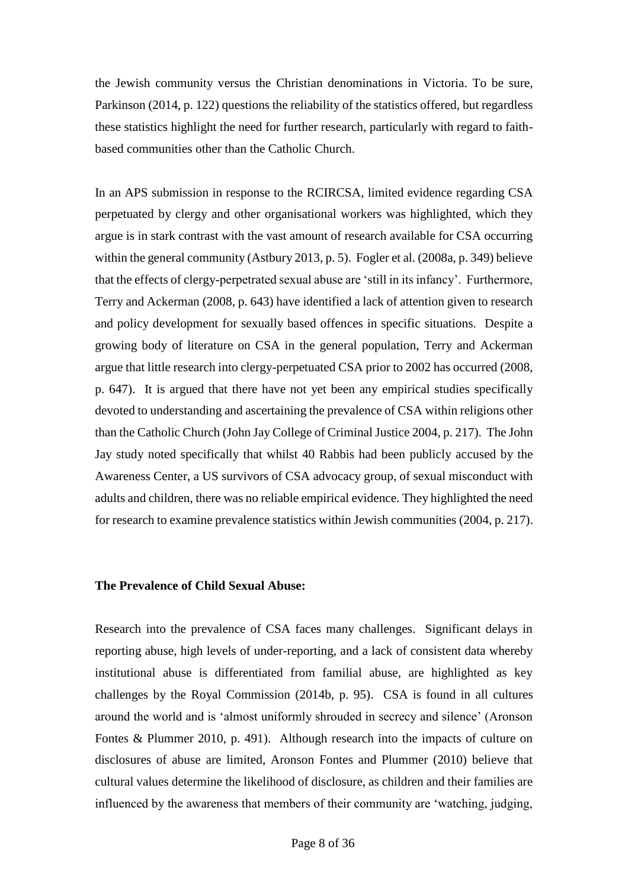the Jewish community versus the Christian denominations in Victoria. To be sure, Parkinson (2014, p. 122) questions the reliability of the statistics offered, but regardless these statistics highlight the need for further research, particularly with regard to faith-based communities other than the Catholic Church.

In an APS submission in response to the RCIRCSA, limited evidence regarding CSA perpetuated by clergy and other organisational workers was highlighted, which they argue is in stark contrast with the vast amount of research available for CSA occurring within the general community (Astbury 2013, p. 5). Fogler et al. (2008a, p. 349) believe that the effects of clergy-perpetrated sexual abuse are 'still in its infancy'. Furthermore, Terry and Ackerman (2008, p. 643) have identified a lack of attention given to research and policy development for sexually based offences in specific situations. Despite a growing body of literature on CSA in the general population, Terry and Ackerman argue that little research into clergy-perpetuated CSA prior to 2002 has occurred (2008, p. 647). It is argued that there have not yet been any empirical studies specifically devoted to understanding and ascertaining the prevalence of CSA within religions other than the Catholic Church (John Jay College of Criminal Justice 2004, p. 217). The John Jay study noted specifically that whilst 40 Rabbis had been publicly accused by the Awareness Center, a US survivors of CSA advocacy group, of sexual misconduct with adults and children, there was no reliable empirical evidence. They highlighted the need for research to examine prevalence statistics within Jewish communities (2004, p. 217).

**The Prevalence of Child Sexual Abuse:**

Research into the prevalence of CSA faces many challenges. Significant delays in reporting abuse, high levels of under-reporting, and a lack of consistent data whereby institutional abuse is differentiated from familial abuse, are highlighted as key challenges by the Royal Commission (2014b, p. 95). CSA is found in all cultures around the world and is 'almost uniformly shrouded in secrecy and silence' (Aronson Fontes & Plummer 2010, p. 491). Although research into the impacts of culture on disclosures of abuse are limited, Aronson Fontes and Plummer (2010) believe that cultural values determine the likelihood of disclosure, as children and their families are influenced by the awareness that members of their community are 'watching, judging,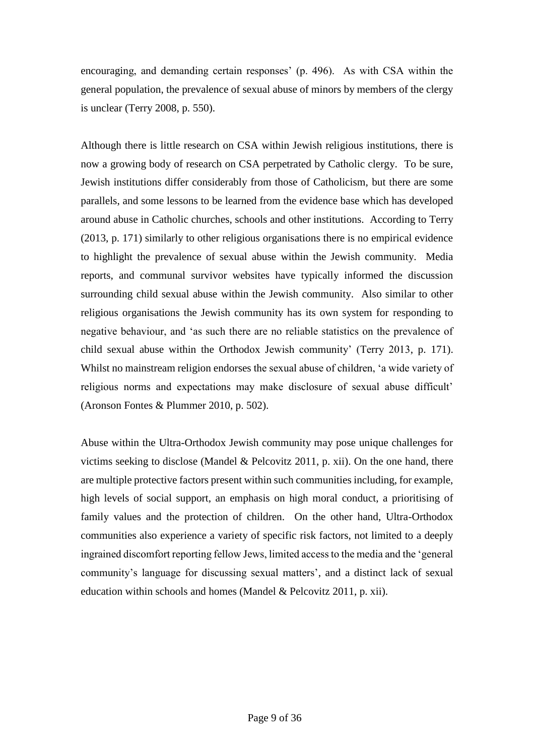encouraging, and demanding certain responses' (p. 496). As with CSA within the general population, the prevalence of sexual abuse of minors by members of the clergy is unclear (Terry 2008, p. 550).

Although there is little research on CSA within Jewish religious institutions, there is now a growing body of research on CSA perpetrated by Catholic clergy. To be sure, Jewish institutions differ considerably from those of Catholicism, but there are some parallels, and some lessons to be learned from the evidence base which has developed around abuse in Catholic churches, schools and other institutions. According to Terry (2013, p. 171) similarly to other religious organisations there is no empirical evidence to highlight the prevalence of sexual abuse within the Jewish community. Media reports, and communal survivor websites have typically informed the discussion surrounding child sexual abuse within the Jewish community. Also similar to other religious organisations the Jewish community has its own system for responding to negative behaviour, and 'as such there are no reliable statistics on the prevalence of child sexual abuse within the Orthodox Jewish community' (Terry 2013, p. 171). Whilst no mainstream religion endorses the sexual abuse of children, 'a wide variety of religious norms and expectations may make disclosure of sexual abuse difficult' (Aronson Fontes & Plummer 2010, p. 502).

Abuse within the Ultra-Orthodox Jewish community may pose unique challenges for victims seeking to disclose (Mandel & Pelcovitz 2011, p. xii). On the one hand, there are multiple protective factors present within such communities including, for example, high levels of social support, an emphasis on high moral conduct, a prioritising of family values and the protection of children. On the other hand, Ultra-Orthodox communities also experience a variety of specific risk factors, not limited to a deeply ingrained discomfort reporting fellow Jews, limited access to the media and the 'general community's language for discussing sexual matters', and a distinct lack of sexual education within schools and homes (Mandel & Pelcovitz 2011, p. xii).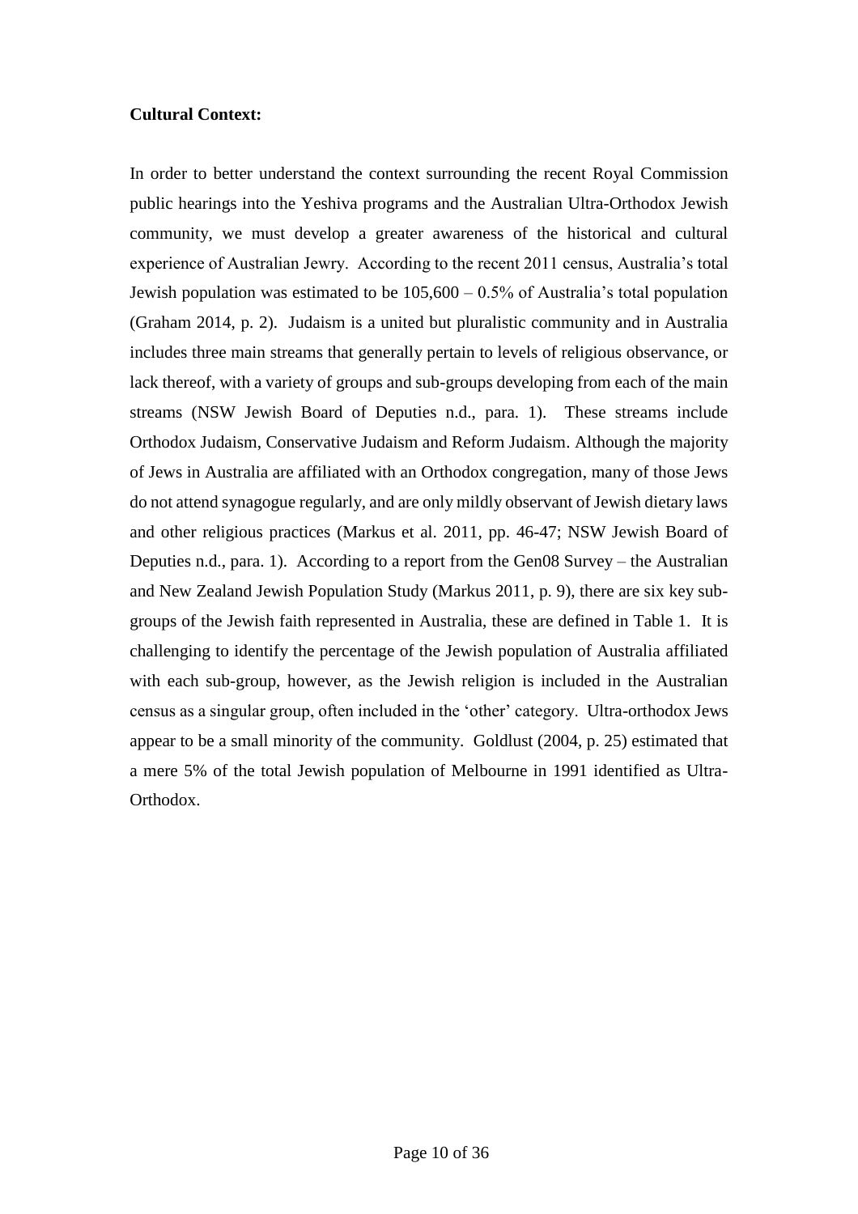**Cultural Context:**

In order to better understand the context surrounding the recent Royal Commission public hearings into the Yeshiva programs and the Australian Ultra-Orthodox Jewish community, we must develop a greater awareness of the historical and cultural experience of Australian Jewry. According to the recent 2011 census, Australia's total Jewish population was estimated to be 105,600 – 0.5% of Australia's total population (Graham 2014, p. 2). Judaism is a united but pluralistic community and in Australia includes three main streams that generally pertain to levels of religious observance, or lack thereof, with a variety of groups and sub-groups developing from each of the main streams (NSW Jewish Board of Deputies n.d., para. 1). These streams include Orthodox Judaism, Conservative Judaism and Reform Judaism. Although the majority of Jews in Australia are affiliated with an Orthodox congregation, many of those Jews do not attend synagogue regularly, and are only mildly observant of Jewish dietary laws and other religious practices (Markus et al. 2011, pp. 46-47; NSW Jewish Board of Deputies n.d., para. 1). According to a report from the Gen08 Survey – the Australian and New Zealand Jewish Population Study (Markus 2011, p. 9), there are six key sub-groups of the Jewish faith represented in Australia, these are defined in Table 1. It is challenging to identify the percentage of the Jewish population of Australia affiliated with each sub-group, however, as the Jewish religion is included in the Australian census as a singular group, often included in the 'other' category. Ultra-orthodox Jews appear to be a small minority of the community. Goldlust (2004, p. 25) estimated that a mere 5% of the total Jewish population of Melbourne in 1991 identified as Ultra-Orthodox.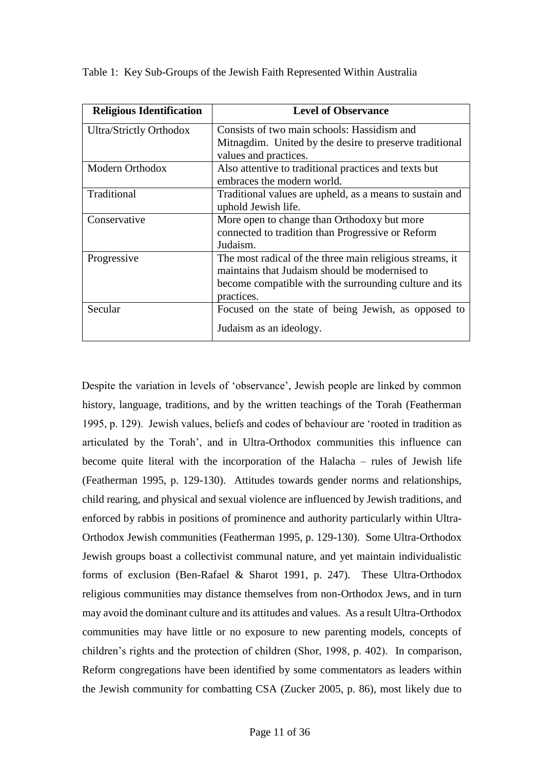Table 1: Key Sub-Groups of the Jewish Faith Represented Within Australia

| Religious Identification | Level of Observance |
| --- | --- |
| Ultra/Strictly Orthodox | Consists of two main schools: Hassidism and Mitnagdim. United by the desire to preserve traditional values and practices. |
| Modern Orthodox | Also attentive to traditional practices and texts but embraces the modern world. |
| Traditional | Traditional values are upheld, as a means to sustain and uphold Jewish life. |
| Conservative | More open to change than Orthodoxy but more connected to tradition than Progressive or Reform Judaism. |
| Progressive | The most radical of the three main religious streams, it maintains that Judaism should be modernised to become compatible with the surrounding culture and its practices. |
| Secular | Focused on the state of being Jewish, as opposed to Judaism as an ideology. |

Despite the variation in levels of 'observance', Jewish people are linked by common history, language, traditions, and by the written teachings of the Torah (Featherman 1995, p. 129). Jewish values, beliefs and codes of behaviour are 'rooted in tradition as articulated by the Torah', and in Ultra-Orthodox communities this influence can become quite literal with the incorporation of the Halacha – rules of Jewish life (Featherman 1995, p. 129-130). Attitudes towards gender norms and relationships, child rearing, and physical and sexual violence are influenced by Jewish traditions, and enforced by rabbis in positions of prominence and authority particularly within Ultra-Orthodox Jewish communities (Featherman 1995, p. 129-130). Some Ultra-Orthodox Jewish groups boast a collectivist communal nature, and yet maintain individualistic forms of exclusion (Ben-Rafael & Sharot 1991, p. 247). These Ultra-Orthodox religious communities may distance themselves from non-Orthodox Jews, and in turn may avoid the dominant culture and its attitudes and values. As a result Ultra-Orthodox communities may have little or no exposure to new parenting models, concepts of children's rights and the protection of children (Shor, 1998, p. 402). In comparison, Reform congregations have been identified by some commentators as leaders within the Jewish community for combatting CSA (Zucker 2005, p. 86), most likely due to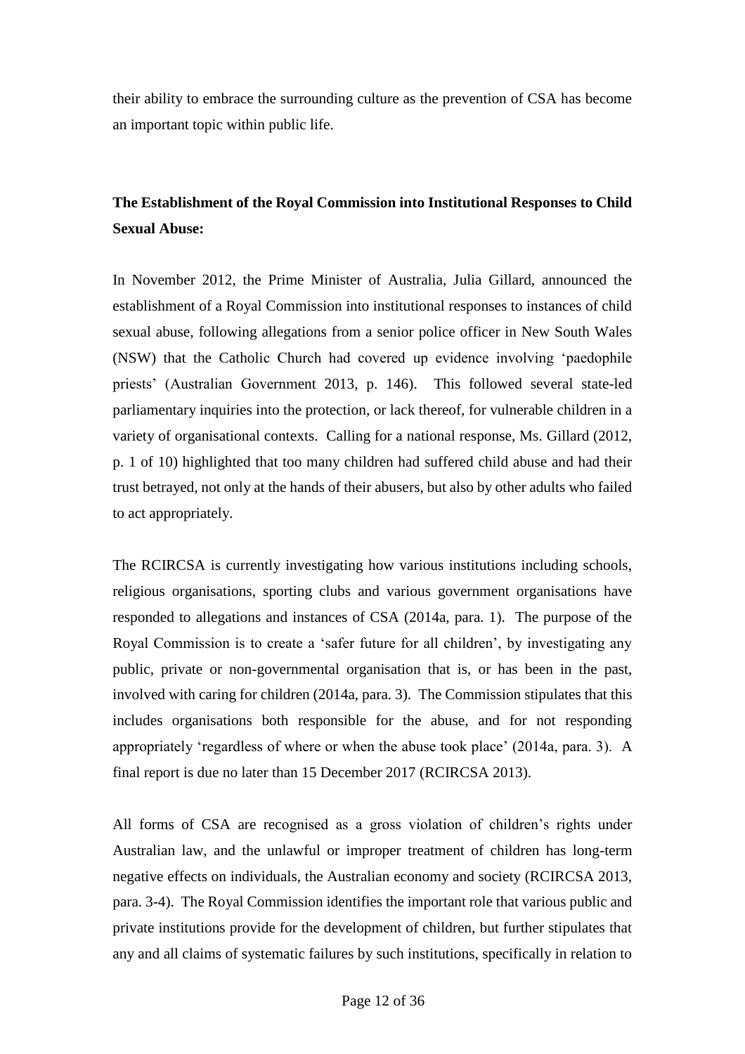their ability to embrace the surrounding culture as the prevention of CSA has become an important topic within public life.

**The Establishment of the Royal Commission into Institutional Responses to Child Sexual Abuse:**

In November 2012, the Prime Minister of Australia, Julia Gillard, announced the establishment of a Royal Commission into institutional responses to instances of child sexual abuse, following allegations from a senior police officer in New South Wales (NSW) that the Catholic Church had covered up evidence involving 'paedophile priests' (Australian Government 2013, p. 146). This followed several state-led parliamentary inquiries into the protection, or lack thereof, for vulnerable children in a variety of organisational contexts. Calling for a national response, Ms. Gillard (2012, p. 1 of 10) highlighted that too many children had suffered child abuse and had their trust betrayed, not only at the hands of their abusers, but also by other adults who failed to act appropriately.

The RCIRCSA is currently investigating how various institutions including schools, religious organisations, sporting clubs and various government organisations have responded to allegations and instances of CSA (2014a, para. 1). The purpose of the Royal Commission is to create a 'safer future for all children', by investigating any public, private or non-governmental organisation that is, or has been in the past, involved with caring for children (2014a, para. 3). The Commission stipulates that this includes organisations both responsible for the abuse, and for not responding appropriately 'regardless of where or when the abuse took place' (2014a, para. 3). A final report is due no later than 15 December 2017 (RCIRCSA 2013).

All forms of CSA are recognised as a gross violation of children's rights under Australian law, and the unlawful or improper treatment of children has long-term negative effects on individuals, the Australian economy and society (RCIRCSA 2013, para. 3-4). The Royal Commission identifies the important role that various public and private institutions provide for the development of children, but further stipulates that any and all claims of systematic failures by such institutions, specifically in relation to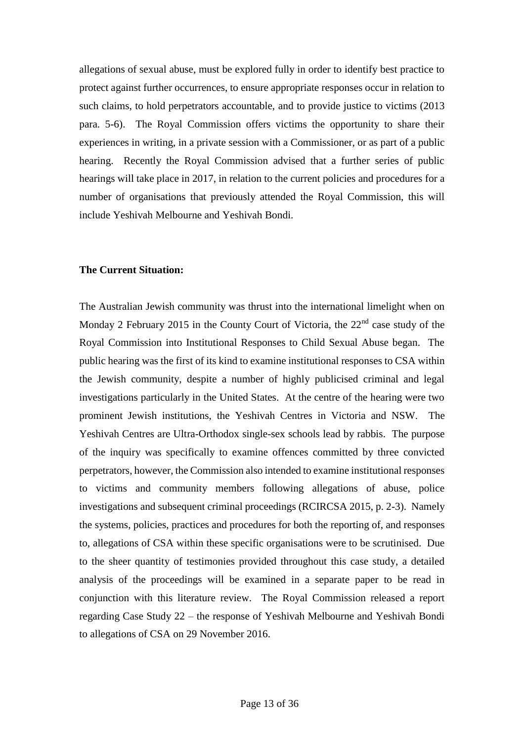allegations of sexual abuse, must be explored fully in order to identify best practice to protect against further occurrences, to ensure appropriate responses occur in relation to such claims, to hold perpetrators accountable, and to provide justice to victims (2013 para. 5-6). The Royal Commission offers victims the opportunity to share their experiences in writing, in a private session with a Commissioner, or as part of a public hearing. Recently the Royal Commission advised that a further series of public hearings will take place in 2017, in relation to the current policies and procedures for a number of organisations that previously attended the Royal Commission, this will include Yeshivah Melbourne and Yeshivah Bondi.

**The Current Situation:**

The Australian Jewish community was thrust into the international limelight when on Monday 2 February 2015 in the County Court of Victoria, the 22nd case study of the Royal Commission into Institutional Responses to Child Sexual Abuse began. The public hearing was the first of its kind to examine institutional responses to CSA within the Jewish community, despite a number of highly publicised criminal and legal investigations particularly in the United States. At the centre of the hearing were two prominent Jewish institutions, the Yeshivah Centres in Victoria and NSW. The Yeshivah Centres are Ultra-Orthodox single-sex schools lead by rabbis. The purpose of the inquiry was specifically to examine offences committed by three convicted perpetrators, however, the Commission also intended to examine institutional responses to victims and community members following allegations of abuse, police investigations and subsequent criminal proceedings (RCIRCSA 2015, p. 2-3). Namely the systems, policies, practices and procedures for both the reporting of, and responses to, allegations of CSA within these specific organisations were to be scrutinised. Due to the sheer quantity of testimonies provided throughout this case study, a detailed analysis of the proceedings will be examined in a separate paper to be read in conjunction with this literature review. The Royal Commission released a report regarding Case Study 22 – the response of Yeshivah Melbourne and Yeshivah Bondi to allegations of CSA on 29 November 2016.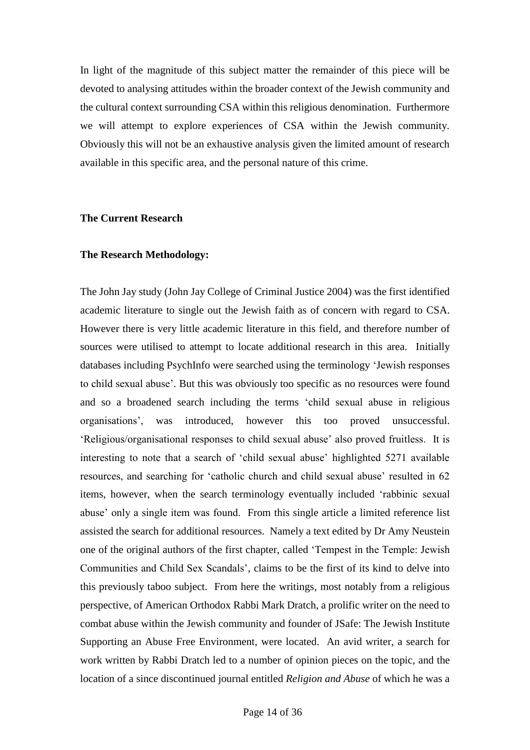In light of the magnitude of this subject matter the remainder of this piece will be devoted to analysing attitudes within the broader context of the Jewish community and the cultural context surrounding CSA within this religious denomination. Furthermore we will attempt to explore experiences of CSA within the Jewish community. Obviously this will not be an exhaustive analysis given the limited amount of research available in this specific area, and the personal nature of this crime.

## The Current Research

### The Research Methodology:

The John Jay study (John Jay College of Criminal Justice 2004) was the first identified academic literature to single out the Jewish faith as of concern with regard to CSA. However there is very little academic literature in this field, and therefore number of sources were utilised to attempt to locate additional research in this area. Initially databases including PsychInfo were searched using the terminology 'Jewish responses to child sexual abuse'. But this was obviously too specific as no resources were found and so a broadened search including the terms 'child sexual abuse in religious organisations', was introduced, however this too proved unsuccessful. 'Religious/organisational responses to child sexual abuse' also proved fruitless. It is interesting to note that a search of 'child sexual abuse' highlighted 5271 available resources, and searching for 'catholic church and child sexual abuse' resulted in 62 items, however, when the search terminology eventually included 'rabbinic sexual abuse' only a single item was found. From this single article a limited reference list assisted the search for additional resources. Namely a text edited by Dr Amy Neustein one of the original authors of the first chapter, called 'Tempest in the Temple: Jewish Communities and Child Sex Scandals', claims to be the first of its kind to delve into this previously taboo subject. From here the writings, most notably from a religious perspective, of American Orthodox Rabbi Mark Dratch, a prolific writer on the need to combat abuse within the Jewish community and founder of JSafe: The Jewish Institute Supporting an Abuse Free Environment, were located. An avid writer, a search for work written by Rabbi Dratch led to a number of opinion pieces on the topic, and the location of a since discontinued journal entitled *Religion and Abuse* of which he was a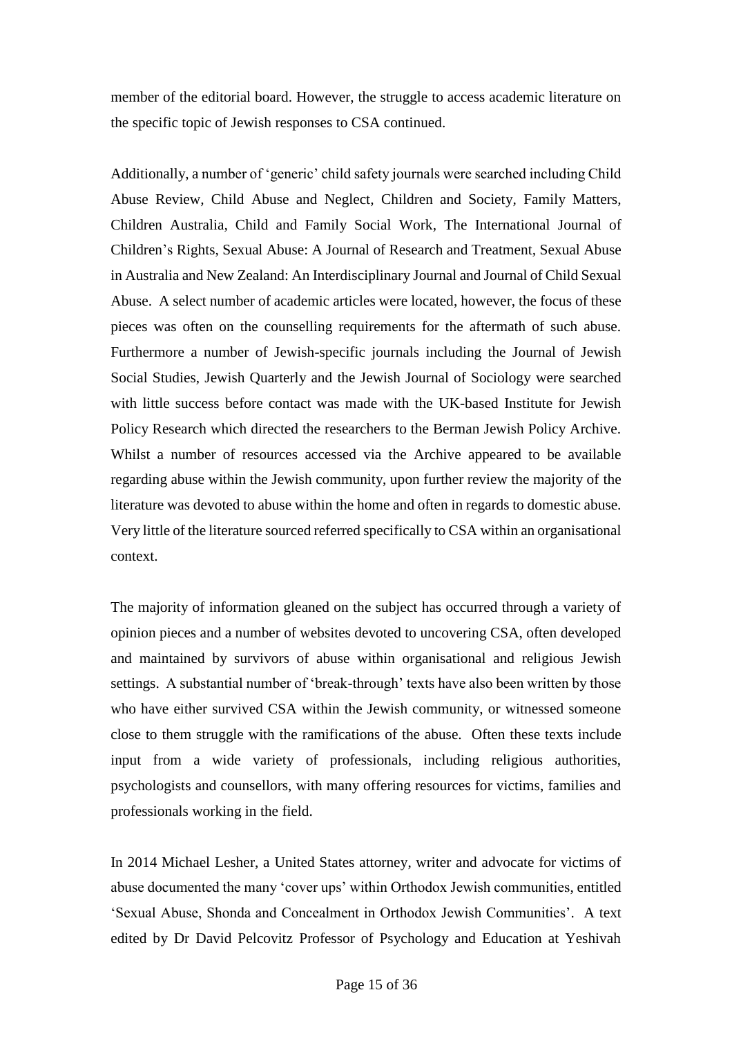member of the editorial board. However, the struggle to access academic literature on the specific topic of Jewish responses to CSA continued.

Additionally, a number of 'generic' child safety journals were searched including Child Abuse Review, Child Abuse and Neglect, Children and Society, Family Matters, Children Australia, Child and Family Social Work, The International Journal of Children's Rights, Sexual Abuse: A Journal of Research and Treatment, Sexual Abuse in Australia and New Zealand: An Interdisciplinary Journal and Journal of Child Sexual Abuse. A select number of academic articles were located, however, the focus of these pieces was often on the counselling requirements for the aftermath of such abuse. Furthermore a number of Jewish-specific journals including the Journal of Jewish Social Studies, Jewish Quarterly and the Jewish Journal of Sociology were searched with little success before contact was made with the UK-based Institute for Jewish Policy Research which directed the researchers to the Berman Jewish Policy Archive. Whilst a number of resources accessed via the Archive appeared to be available regarding abuse within the Jewish community, upon further review the majority of the literature was devoted to abuse within the home and often in regards to domestic abuse. Very little of the literature sourced referred specifically to CSA within an organisational context.

The majority of information gleaned on the subject has occurred through a variety of opinion pieces and a number of websites devoted to uncovering CSA, often developed and maintained by survivors of abuse within organisational and religious Jewish settings. A substantial number of 'break-through' texts have also been written by those who have either survived CSA within the Jewish community, or witnessed someone close to them struggle with the ramifications of the abuse. Often these texts include input from a wide variety of professionals, including religious authorities, psychologists and counsellors, with many offering resources for victims, families and professionals working in the field.

In 2014 Michael Lesher, a United States attorney, writer and advocate for victims of abuse documented the many 'cover ups' within Orthodox Jewish communities, entitled 'Sexual Abuse, Shonda and Concealment in Orthodox Jewish Communities'. A text edited by Dr David Pelcovitz Professor of Psychology and Education at Yeshivah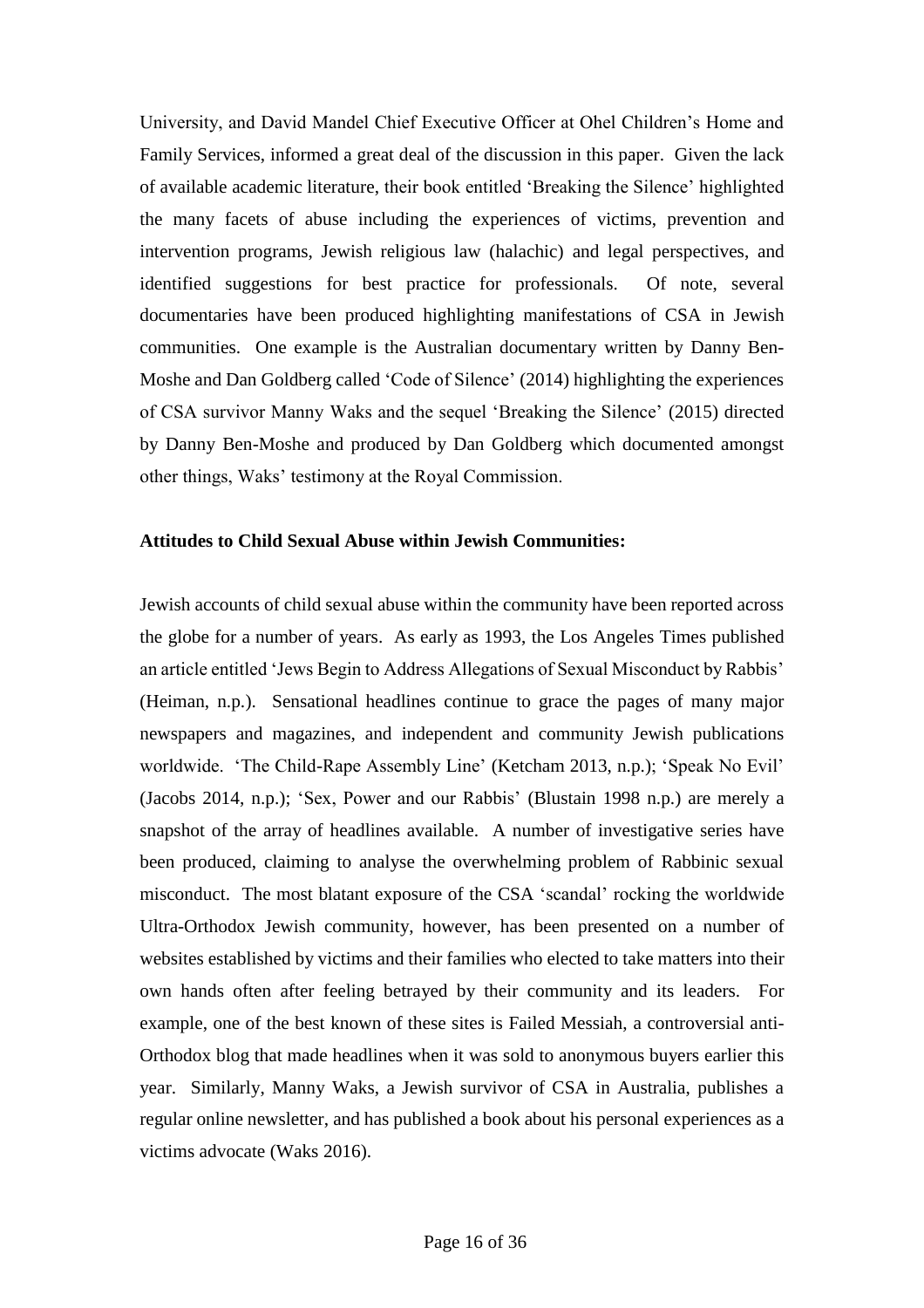University, and David Mandel Chief Executive Officer at Ohel Children's Home and Family Services, informed a great deal of the discussion in this paper. Given the lack of available academic literature, their book entitled 'Breaking the Silence' highlighted the many facets of abuse including the experiences of victims, prevention and intervention programs, Jewish religious law (halachic) and legal perspectives, and identified suggestions for best practice for professionals. Of note, several documentaries have been produced highlighting manifestations of CSA in Jewish communities. One example is the Australian documentary written by Danny Ben-Moshe and Dan Goldberg called 'Code of Silence' (2014) highlighting the experiences of CSA survivor Manny Waks and the sequel 'Breaking the Silence' (2015) directed by Danny Ben-Moshe and produced by Dan Goldberg which documented amongst other things, Waks' testimony at the Royal Commission.

**Attitudes to Child Sexual Abuse within Jewish Communities:**

Jewish accounts of child sexual abuse within the community have been reported across the globe for a number of years. As early as 1993, the Los Angeles Times published an article entitled 'Jews Begin to Address Allegations of Sexual Misconduct by Rabbis' (Heiman, n.p.). Sensational headlines continue to grace the pages of many major newspapers and magazines, and independent and community Jewish publications worldwide. 'The Child-Rape Assembly Line' (Ketcham 2013, n.p.); 'Speak No Evil' (Jacobs 2014, n.p.); 'Sex, Power and our Rabbis' (Blustain 1998 n.p.) are merely a snapshot of the array of headlines available. A number of investigative series have been produced, claiming to analyse the overwhelming problem of Rabbinic sexual misconduct. The most blatant exposure of the CSA 'scandal' rocking the worldwide Ultra-Orthodox Jewish community, however, has been presented on a number of websites established by victims and their families who elected to take matters into their own hands often after feeling betrayed by their community and its leaders. For example, one of the best known of these sites is Failed Messiah, a controversial anti-Orthodox blog that made headlines when it was sold to anonymous buyers earlier this year. Similarly, Manny Waks, a Jewish survivor of CSA in Australia, publishes a regular online newsletter, and has published a book about his personal experiences as a victims advocate (Waks 2016).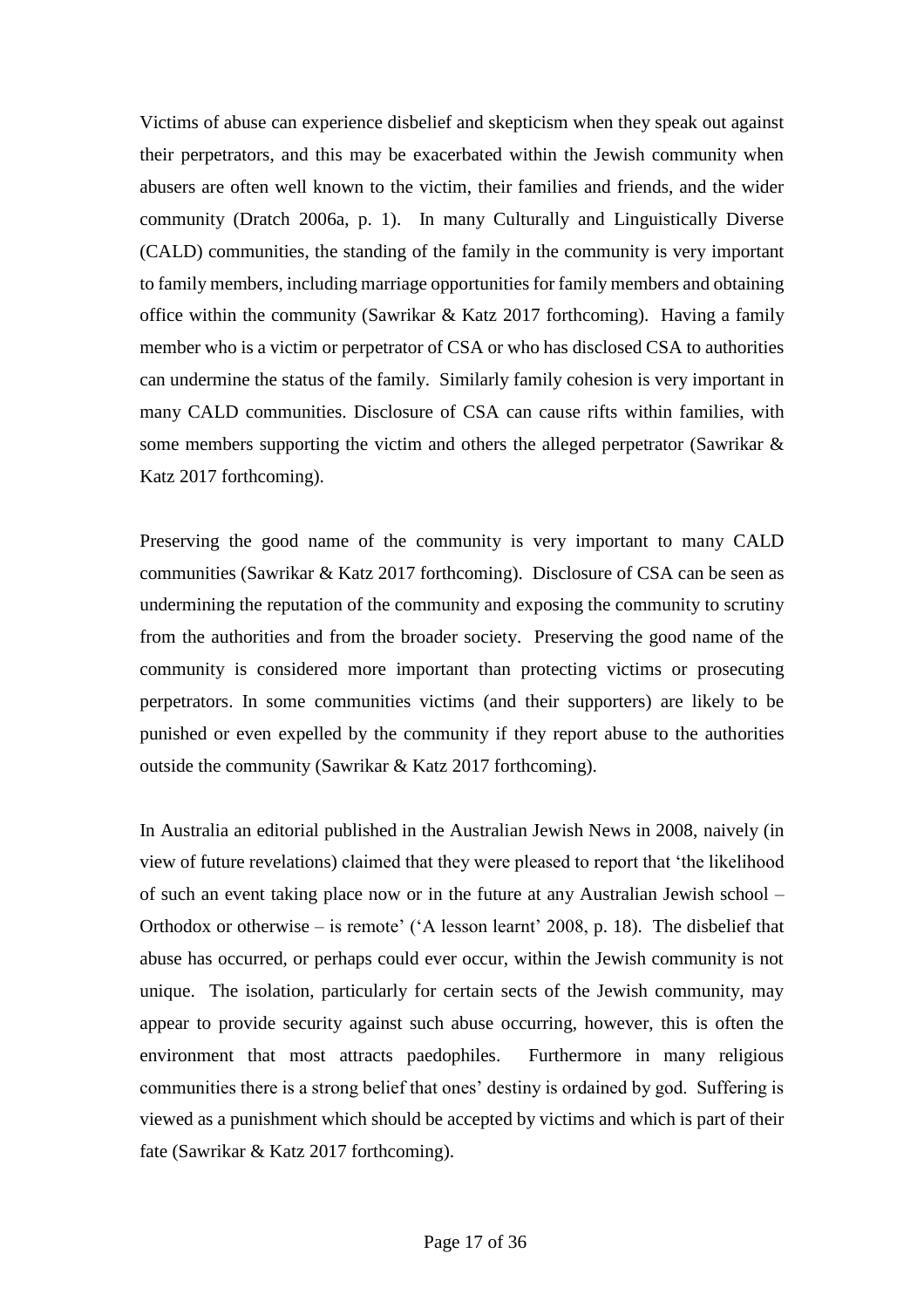Victims of abuse can experience disbelief and skepticism when they speak out against their perpetrators, and this may be exacerbated within the Jewish community when abusers are often well known to the victim, their families and friends, and the wider community (Dratch 2006a, p. 1). In many Culturally and Linguistically Diverse (CALD) communities, the standing of the family in the community is very important to family members, including marriage opportunities for family members and obtaining office within the community (Sawrikar & Katz 2017 forthcoming). Having a family member who is a victim or perpetrator of CSA or who has disclosed CSA to authorities can undermine the status of the family. Similarly family cohesion is very important in many CALD communities. Disclosure of CSA can cause rifts within families, with some members supporting the victim and others the alleged perpetrator (Sawrikar & Katz 2017 forthcoming).

Preserving the good name of the community is very important to many CALD communities (Sawrikar & Katz 2017 forthcoming). Disclosure of CSA can be seen as undermining the reputation of the community and exposing the community to scrutiny from the authorities and from the broader society. Preserving the good name of the community is considered more important than protecting victims or prosecuting perpetrators. In some communities victims (and their supporters) are likely to be punished or even expelled by the community if they report abuse to the authorities outside the community (Sawrikar & Katz 2017 forthcoming).

In Australia an editorial published in the Australian Jewish News in 2008, naively (in view of future revelations) claimed that they were pleased to report that 'the likelihood of such an event taking place now or in the future at any Australian Jewish school – Orthodox or otherwise – is remote' ('A lesson learnt' 2008, p. 18). The disbelief that abuse has occurred, or perhaps could ever occur, within the Jewish community is not unique. The isolation, particularly for certain sects of the Jewish community, may appear to provide security against such abuse occurring, however, this is often the environment that most attracts paedophiles. Furthermore in many religious communities there is a strong belief that ones' destiny is ordained by god. Suffering is viewed as a punishment which should be accepted by victims and which is part of their fate (Sawrikar & Katz 2017 forthcoming).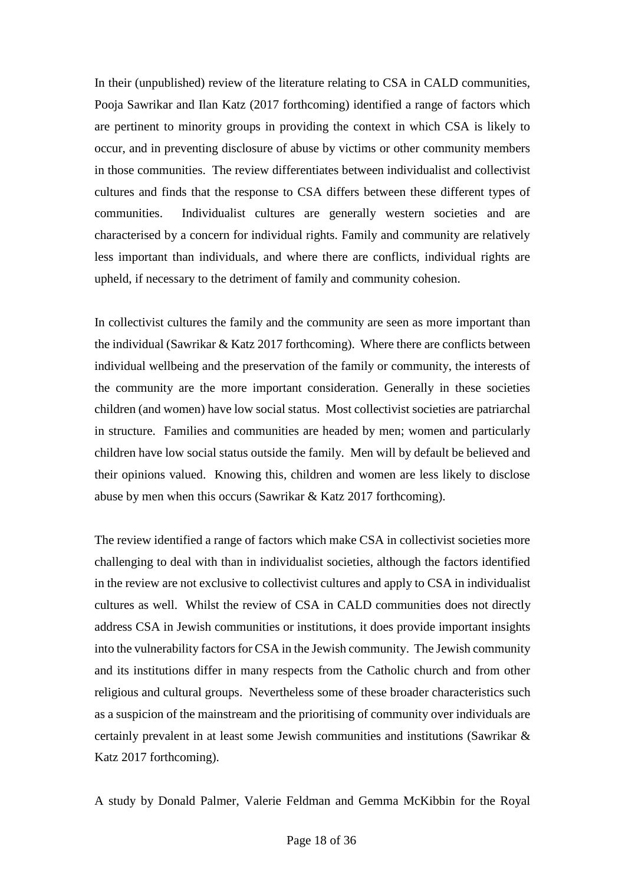In their (unpublished) review of the literature relating to CSA in CALD communities, Pooja Sawrikar and Ilan Katz (2017 forthcoming) identified a range of factors which are pertinent to minority groups in providing the context in which CSA is likely to occur, and in preventing disclosure of abuse by victims or other community members in those communities. The review differentiates between individualist and collectivist cultures and finds that the response to CSA differs between these different types of communities. Individualist cultures are generally western societies and are characterised by a concern for individual rights. Family and community are relatively less important than individuals, and where there are conflicts, individual rights are upheld, if necessary to the detriment of family and community cohesion.

In collectivist cultures the family and the community are seen as more important than the individual (Sawrikar & Katz 2017 forthcoming). Where there are conflicts between individual wellbeing and the preservation of the family or community, the interests of the community are the more important consideration. Generally in these societies children (and women) have low social status. Most collectivist societies are patriarchal in structure. Families and communities are headed by men; women and particularly children have low social status outside the family. Men will by default be believed and their opinions valued. Knowing this, children and women are less likely to disclose abuse by men when this occurs (Sawrikar & Katz 2017 forthcoming).

The review identified a range of factors which make CSA in collectivist societies more challenging to deal with than in individualist societies, although the factors identified in the review are not exclusive to collectivist cultures and apply to CSA in individualist cultures as well. Whilst the review of CSA in CALD communities does not directly address CSA in Jewish communities or institutions, it does provide important insights into the vulnerability factors for CSA in the Jewish community. The Jewish community and its institutions differ in many respects from the Catholic church and from other religious and cultural groups. Nevertheless some of these broader characteristics such as a suspicion of the mainstream and the prioritising of community over individuals are certainly prevalent in at least some Jewish communities and institutions (Sawrikar & Katz 2017 forthcoming).

A study by Donald Palmer, Valerie Feldman and Gemma McKibbin for the Royal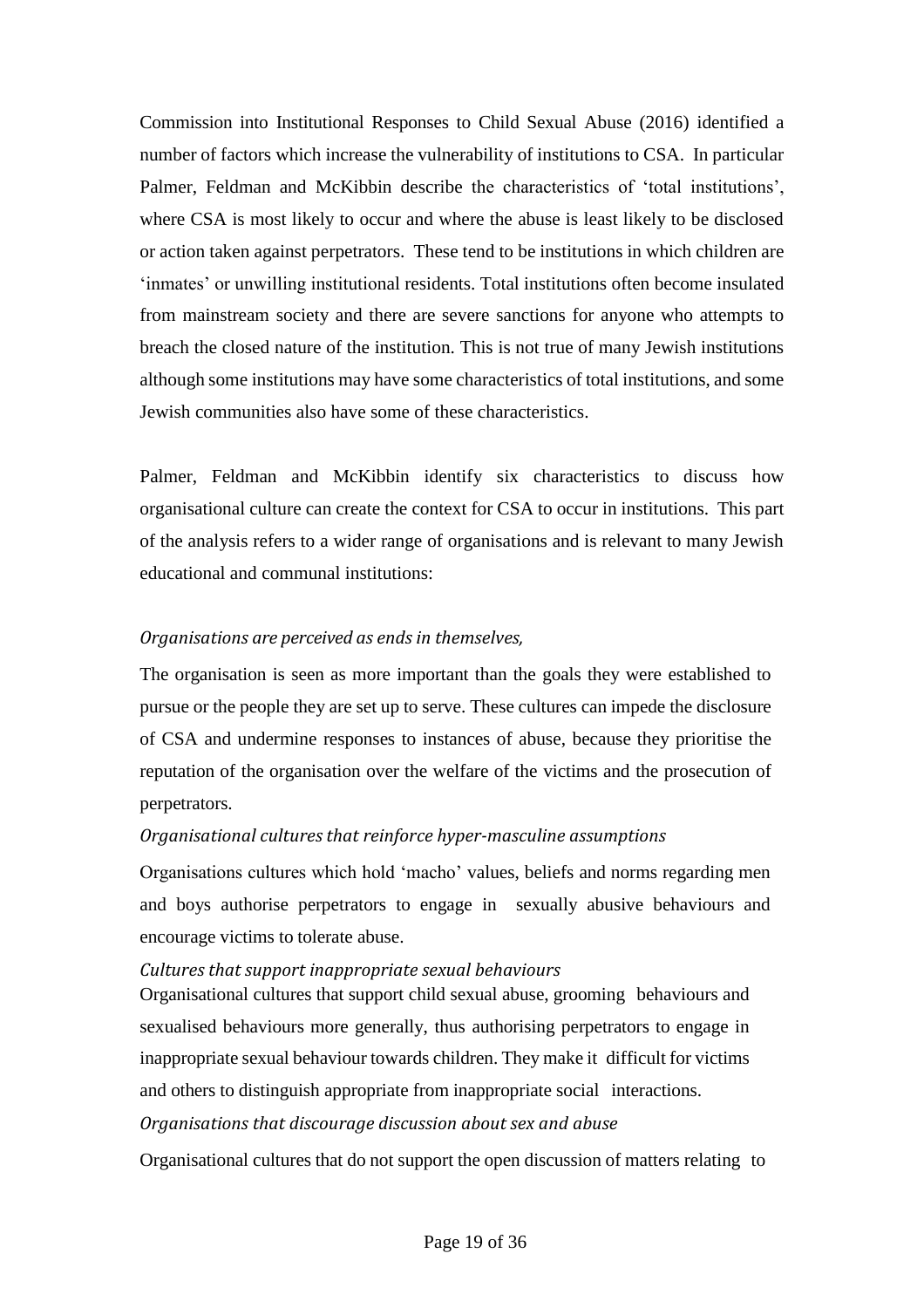Commission into Institutional Responses to Child Sexual Abuse (2016) identified a number of factors which increase the vulnerability of institutions to CSA. In particular Palmer, Feldman and McKibbin describe the characteristics of 'total institutions', where CSA is most likely to occur and where the abuse is least likely to be disclosed or action taken against perpetrators. These tend to be institutions in which children are 'inmates' or unwilling institutional residents. Total institutions often become insulated from mainstream society and there are severe sanctions for anyone who attempts to breach the closed nature of the institution. This is not true of many Jewish institutions although some institutions may have some characteristics of total institutions, and some Jewish communities also have some of these characteristics.

Palmer, Feldman and McKibbin identify six characteristics to discuss how organisational culture can create the context for CSA to occur in institutions. This part of the analysis refers to a wider range of organisations and is relevant to many Jewish educational and communal institutions:

*Organisations are perceived as ends in themselves,*

The organisation is seen as more important than the goals they were established to pursue or the people they are set up to serve. These cultures can impede the disclosure of CSA and undermine responses to instances of abuse, because they prioritise the reputation of the organisation over the welfare of the victims and the prosecution of perpetrators.

*Organisational cultures that reinforce hyper-masculine assumptions*

Organisations cultures which hold 'macho' values, beliefs and norms regarding men and boys authorise perpetrators to engage in sexually abusive behaviours and encourage victims to tolerate abuse.

*Cultures that support inappropriate sexual behaviours*

Organisational cultures that support child sexual abuse, grooming behaviours and sexualised behaviours more generally, thus authorising perpetrators to engage in inappropriate sexual behaviour towards children. They make it difficult for victims and others to distinguish appropriate from inappropriate social interactions.

*Organisations that discourage discussion about sex and abuse*

Organisational cultures that do not support the open discussion of matters relating to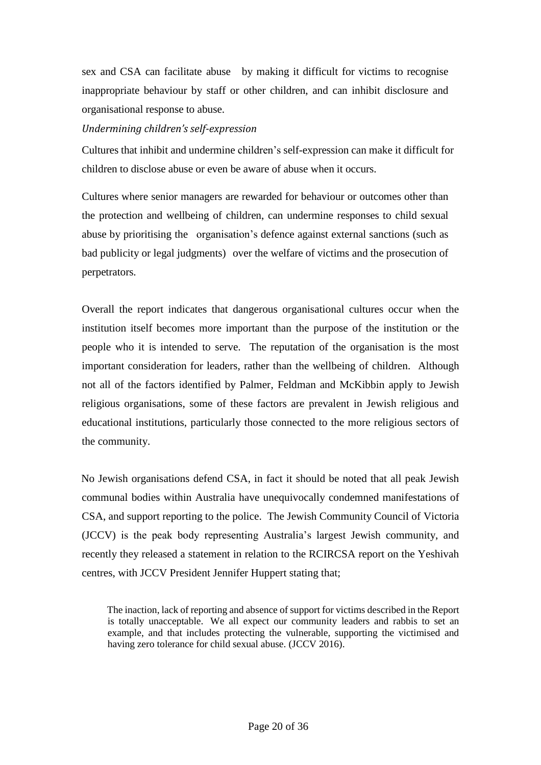sex and CSA can facilitate abuse by making it difficult for victims to recognise inappropriate behaviour by staff or other children, and can inhibit disclosure and organisational response to abuse.

*Undermining children's self-expression*

Cultures that inhibit and undermine children's self-expression can make it difficult for children to disclose abuse or even be aware of abuse when it occurs.

Cultures where senior managers are rewarded for behaviour or outcomes other than the protection and wellbeing of children, can undermine responses to child sexual abuse by prioritising the organisation's defence against external sanctions (such as bad publicity or legal judgments) over the welfare of victims and the prosecution of perpetrators.

Overall the report indicates that dangerous organisational cultures occur when the institution itself becomes more important than the purpose of the institution or the people who it is intended to serve. The reputation of the organisation is the most important consideration for leaders, rather than the wellbeing of children. Although not all of the factors identified by Palmer, Feldman and McKibbin apply to Jewish religious organisations, some of these factors are prevalent in Jewish religious and educational institutions, particularly those connected to the more religious sectors of the community.

No Jewish organisations defend CSA, in fact it should be noted that all peak Jewish communal bodies within Australia have unequivocally condemned manifestations of CSA, and support reporting to the police. The Jewish Community Council of Victoria (JCCV) is the peak body representing Australia's largest Jewish community, and recently they released a statement in relation to the RCIRCSA report on the Yeshivah centres, with JCCV President Jennifer Huppert stating that;

> The inaction, lack of reporting and absence of support for victims described in the Report is totally unacceptable. We all expect our community leaders and rabbis to set an example, and that includes protecting the vulnerable, supporting the victimised and having zero tolerance for child sexual abuse. (JCCV 2016).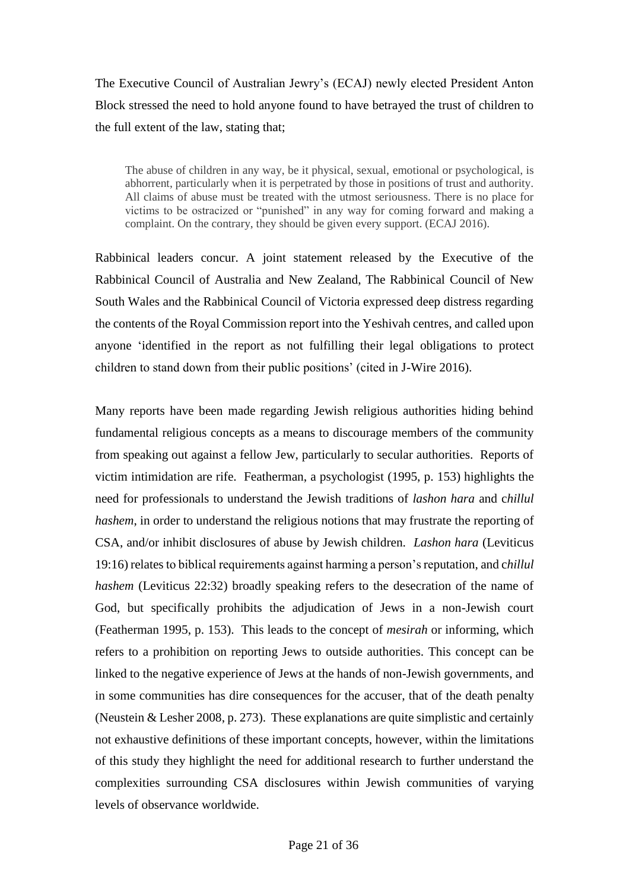The Executive Council of Australian Jewry's (ECAJ) newly elected President Anton Block stressed the need to hold anyone found to have betrayed the trust of children to the full extent of the law, stating that;

> The abuse of children in any way, be it physical, sexual, emotional or psychological, is abhorrent, particularly when it is perpetrated by those in positions of trust and authority. All claims of abuse must be treated with the utmost seriousness. There is no place for victims to be ostracized or "punished" in any way for coming forward and making a complaint. On the contrary, they should be given every support. (ECAJ 2016).

Rabbinical leaders concur. A joint statement released by the Executive of the Rabbinical Council of Australia and New Zealand, The Rabbinical Council of New South Wales and the Rabbinical Council of Victoria expressed deep distress regarding the contents of the Royal Commission report into the Yeshivah centres, and called upon anyone 'identified in the report as not fulfilling their legal obligations to protect children to stand down from their public positions' (cited in J-Wire 2016).

Many reports have been made regarding Jewish religious authorities hiding behind fundamental religious concepts as a means to discourage members of the community from speaking out against a fellow Jew, particularly to secular authorities. Reports of victim intimidation are rife. Featherman, a psychologist (1995, p. 153) highlights the need for professionals to understand the Jewish traditions of *lashon hara* and c*hillul hashem*, in order to understand the religious notions that may frustrate the reporting of CSA, and/or inhibit disclosures of abuse by Jewish children. *Lashon hara* (Leviticus 19:16) relates to biblical requirements against harming a person's reputation, and c*hillul hashem* (Leviticus 22:32) broadly speaking refers to the desecration of the name of God, but specifically prohibits the adjudication of Jews in a non-Jewish court (Featherman 1995, p. 153). This leads to the concept of *mesirah* or informing, which refers to a prohibition on reporting Jews to outside authorities. This concept can be linked to the negative experience of Jews at the hands of non-Jewish governments, and in some communities has dire consequences for the accuser, that of the death penalty (Neustein & Lesher 2008, p. 273). These explanations are quite simplistic and certainly not exhaustive definitions of these important concepts, however, within the limitations of this study they highlight the need for additional research to further understand the complexities surrounding CSA disclosures within Jewish communities of varying levels of observance worldwide.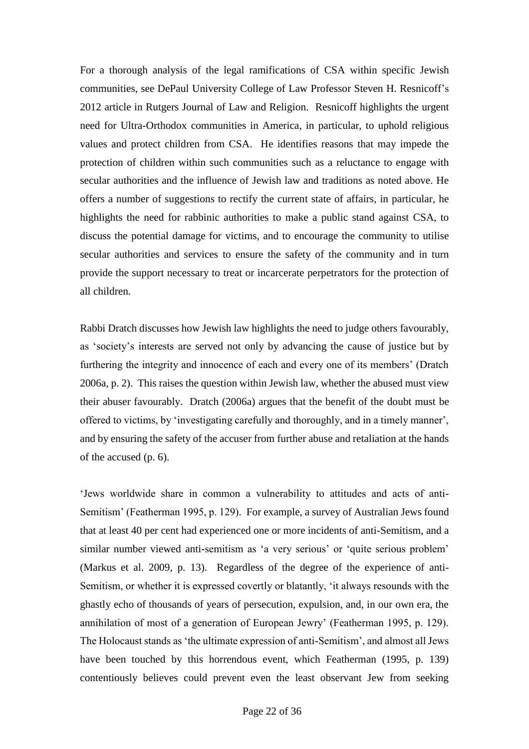For a thorough analysis of the legal ramifications of CSA within specific Jewish communities, see DePaul University College of Law Professor Steven H. Resnicoff's 2012 article in Rutgers Journal of Law and Religion. Resnicoff highlights the urgent need for Ultra-Orthodox communities in America, in particular, to uphold religious values and protect children from CSA. He identifies reasons that may impede the protection of children within such communities such as a reluctance to engage with secular authorities and the influence of Jewish law and traditions as noted above. He offers a number of suggestions to rectify the current state of affairs, in particular, he highlights the need for rabbinic authorities to make a public stand against CSA, to discuss the potential damage for victims, and to encourage the community to utilise secular authorities and services to ensure the safety of the community and in turn provide the support necessary to treat or incarcerate perpetrators for the protection of all children.

Rabbi Dratch discusses how Jewish law highlights the need to judge others favourably, as 'society's interests are served not only by advancing the cause of justice but by furthering the integrity and innocence of each and every one of its members' (Dratch 2006a, p. 2). This raises the question within Jewish law, whether the abused must view their abuser favourably. Dratch (2006a) argues that the benefit of the doubt must be offered to victims, by 'investigating carefully and thoroughly, and in a timely manner', and by ensuring the safety of the accuser from further abuse and retaliation at the hands of the accused (p. 6).

'Jews worldwide share in common a vulnerability to attitudes and acts of anti-Semitism' (Featherman 1995, p. 129). For example, a survey of Australian Jews found that at least 40 per cent had experienced one or more incidents of anti-Semitism, and a similar number viewed anti-semitism as 'a very serious' or 'quite serious problem' (Markus et al. 2009, p. 13). Regardless of the degree of the experience of anti-Semitism, or whether it is expressed covertly or blatantly, 'it always resounds with the ghastly echo of thousands of years of persecution, expulsion, and, in our own era, the annihilation of most of a generation of European Jewry' (Featherman 1995, p. 129). The Holocaust stands as 'the ultimate expression of anti-Semitism', and almost all Jews have been touched by this horrendous event, which Featherman (1995, p. 139) contentiously believes could prevent even the least observant Jew from seeking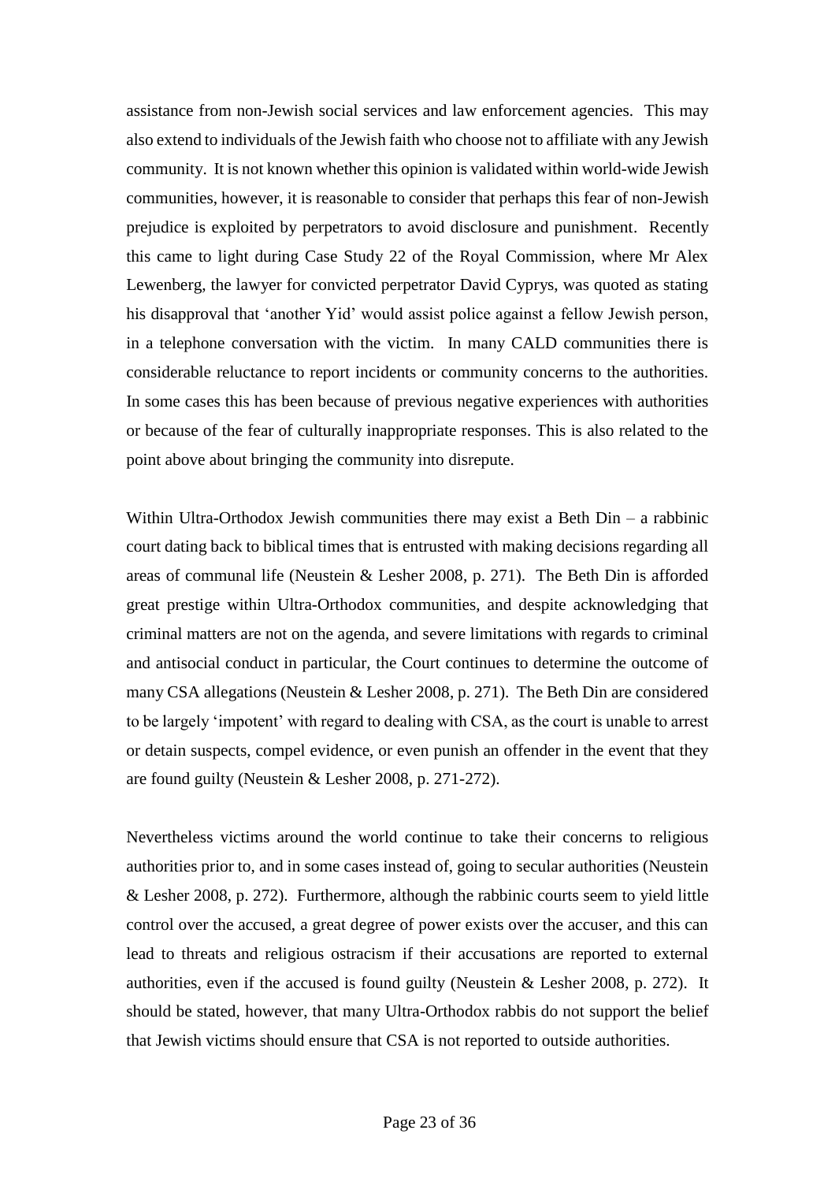assistance from non-Jewish social services and law enforcement agencies. This may also extend to individuals of the Jewish faith who choose not to affiliate with any Jewish community. It is not known whether this opinion is validated within world-wide Jewish communities, however, it is reasonable to consider that perhaps this fear of non-Jewish prejudice is exploited by perpetrators to avoid disclosure and punishment. Recently this came to light during Case Study 22 of the Royal Commission, where Mr Alex Lewenberg, the lawyer for convicted perpetrator David Cyprys, was quoted as stating his disapproval that 'another Yid' would assist police against a fellow Jewish person, in a telephone conversation with the victim. In many CALD communities there is considerable reluctance to report incidents or community concerns to the authorities. In some cases this has been because of previous negative experiences with authorities or because of the fear of culturally inappropriate responses. This is also related to the point above about bringing the community into disrepute.

Within Ultra-Orthodox Jewish communities there may exist a Beth Din – a rabbinic court dating back to biblical times that is entrusted with making decisions regarding all areas of communal life (Neustein & Lesher 2008, p. 271). The Beth Din is afforded great prestige within Ultra-Orthodox communities, and despite acknowledging that criminal matters are not on the agenda, and severe limitations with regards to criminal and antisocial conduct in particular, the Court continues to determine the outcome of many CSA allegations (Neustein & Lesher 2008, p. 271). The Beth Din are considered to be largely 'impotent' with regard to dealing with CSA, as the court is unable to arrest or detain suspects, compel evidence, or even punish an offender in the event that they are found guilty (Neustein & Lesher 2008, p. 271-272).

Nevertheless victims around the world continue to take their concerns to religious authorities prior to, and in some cases instead of, going to secular authorities (Neustein & Lesher 2008, p. 272). Furthermore, although the rabbinic courts seem to yield little control over the accused, a great degree of power exists over the accuser, and this can lead to threats and religious ostracism if their accusations are reported to external authorities, even if the accused is found guilty (Neustein & Lesher 2008, p. 272). It should be stated, however, that many Ultra-Orthodox rabbis do not support the belief that Jewish victims should ensure that CSA is not reported to outside authorities.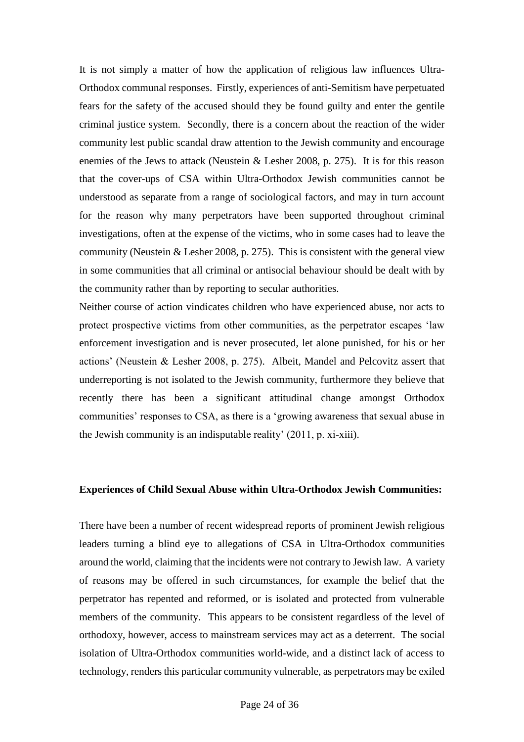It is not simply a matter of how the application of religious law influences Ultra-Orthodox communal responses. Firstly, experiences of anti-Semitism have perpetuated fears for the safety of the accused should they be found guilty and enter the gentile criminal justice system. Secondly, there is a concern about the reaction of the wider community lest public scandal draw attention to the Jewish community and encourage enemies of the Jews to attack (Neustein & Lesher 2008, p. 275). It is for this reason that the cover-ups of CSA within Ultra-Orthodox Jewish communities cannot be understood as separate from a range of sociological factors, and may in turn account for the reason why many perpetrators have been supported throughout criminal investigations, often at the expense of the victims, who in some cases had to leave the community (Neustein & Lesher 2008, p. 275). This is consistent with the general view in some communities that all criminal or antisocial behaviour should be dealt with by the community rather than by reporting to secular authorities.

Neither course of action vindicates children who have experienced abuse, nor acts to protect prospective victims from other communities, as the perpetrator escapes 'law enforcement investigation and is never prosecuted, let alone punished, for his or her actions' (Neustein & Lesher 2008, p. 275). Albeit, Mandel and Pelcovitz assert that underreporting is not isolated to the Jewish community, furthermore they believe that recently there has been a significant attitudinal change amongst Orthodox communities' responses to CSA, as there is a 'growing awareness that sexual abuse in the Jewish community is an indisputable reality' (2011, p. xi-xiii).

**Experiences of Child Sexual Abuse within Ultra-Orthodox Jewish Communities:**

There have been a number of recent widespread reports of prominent Jewish religious leaders turning a blind eye to allegations of CSA in Ultra-Orthodox communities around the world, claiming that the incidents were not contrary to Jewish law. A variety of reasons may be offered in such circumstances, for example the belief that the perpetrator has repented and reformed, or is isolated and protected from vulnerable members of the community. This appears to be consistent regardless of the level of orthodoxy, however, access to mainstream services may act as a deterrent. The social isolation of Ultra-Orthodox communities world-wide, and a distinct lack of access to technology, renders this particular community vulnerable, as perpetrators may be exiled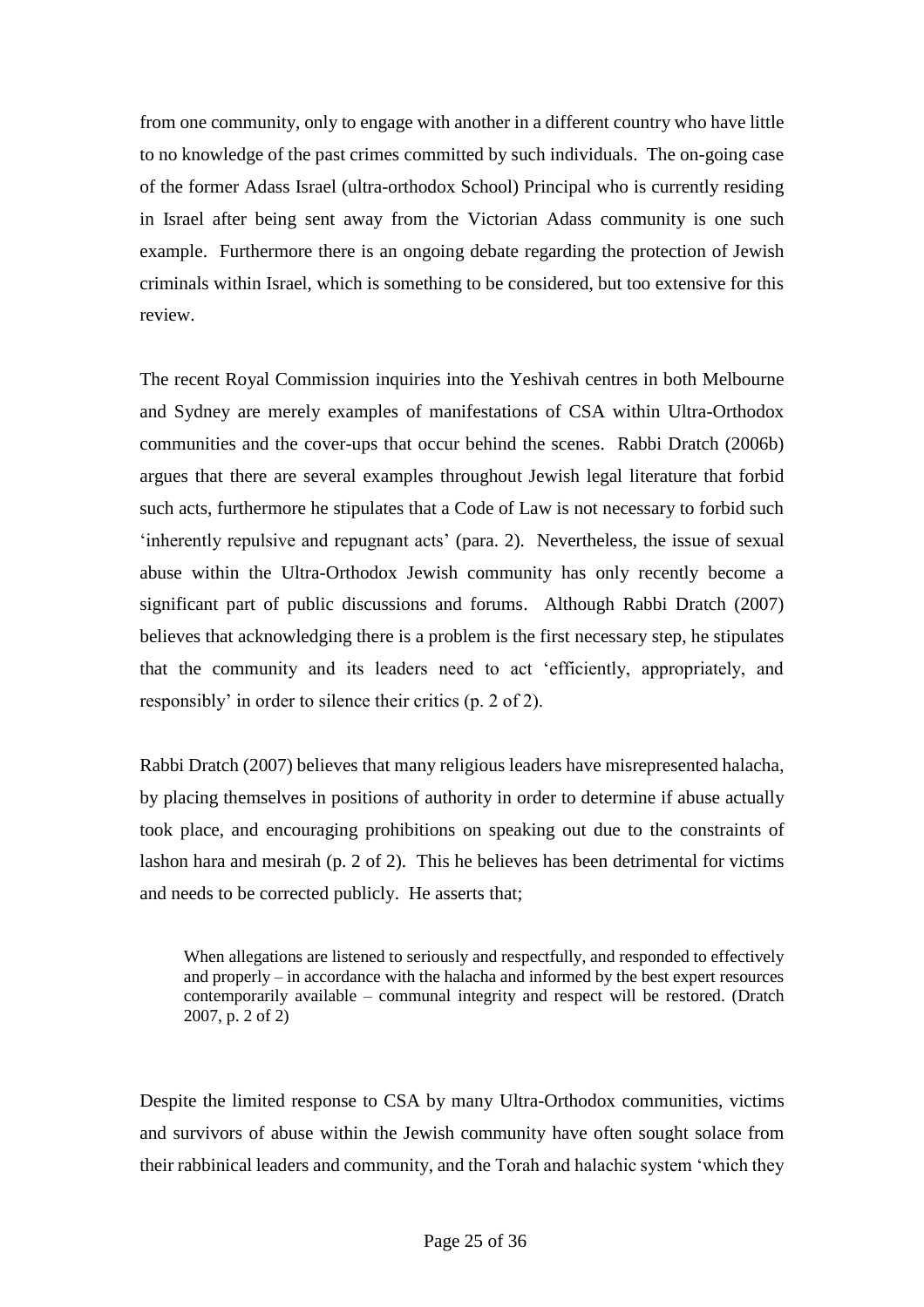from one community, only to engage with another in a different country who have little to no knowledge of the past crimes committed by such individuals. The on-going case of the former Adass Israel (ultra-orthodox School) Principal who is currently residing in Israel after being sent away from the Victorian Adass community is one such example. Furthermore there is an ongoing debate regarding the protection of Jewish criminals within Israel, which is something to be considered, but too extensive for this review.

The recent Royal Commission inquiries into the Yeshivah centres in both Melbourne and Sydney are merely examples of manifestations of CSA within Ultra-Orthodox communities and the cover-ups that occur behind the scenes. Rabbi Dratch (2006b) argues that there are several examples throughout Jewish legal literature that forbid such acts, furthermore he stipulates that a Code of Law is not necessary to forbid such 'inherently repulsive and repugnant acts' (para. 2). Nevertheless, the issue of sexual abuse within the Ultra-Orthodox Jewish community has only recently become a significant part of public discussions and forums. Although Rabbi Dratch (2007) believes that acknowledging there is a problem is the first necessary step, he stipulates that the community and its leaders need to act 'efficiently, appropriately, and responsibly' in order to silence their critics (p. 2 of 2).

Rabbi Dratch (2007) believes that many religious leaders have misrepresented halacha, by placing themselves in positions of authority in order to determine if abuse actually took place, and encouraging prohibitions on speaking out due to the constraints of lashon hara and mesirah (p. 2 of 2). This he believes has been detrimental for victims and needs to be corrected publicly. He asserts that;

> When allegations are listened to seriously and respectfully, and responded to effectively and properly – in accordance with the halacha and informed by the best expert resources contemporarily available – communal integrity and respect will be restored. (Dratch 2007, p. 2 of 2)

Despite the limited response to CSA by many Ultra-Orthodox communities, victims and survivors of abuse within the Jewish community have often sought solace from their rabbinical leaders and community, and the Torah and halachic system 'which they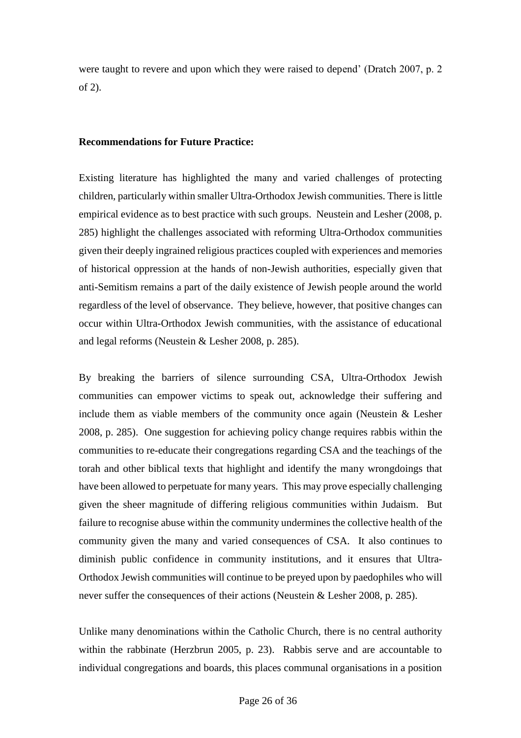were taught to revere and upon which they were raised to depend' (Dratch 2007, p. 2 of 2).

**Recommendations for Future Practice:**

Existing literature has highlighted the many and varied challenges of protecting children, particularly within smaller Ultra-Orthodox Jewish communities. There is little empirical evidence as to best practice with such groups. Neustein and Lesher (2008, p. 285) highlight the challenges associated with reforming Ultra-Orthodox communities given their deeply ingrained religious practices coupled with experiences and memories of historical oppression at the hands of non-Jewish authorities, especially given that anti-Semitism remains a part of the daily existence of Jewish people around the world regardless of the level of observance. They believe, however, that positive changes can occur within Ultra-Orthodox Jewish communities, with the assistance of educational and legal reforms (Neustein & Lesher 2008, p. 285).

By breaking the barriers of silence surrounding CSA, Ultra-Orthodox Jewish communities can empower victims to speak out, acknowledge their suffering and include them as viable members of the community once again (Neustein & Lesher 2008, p. 285). One suggestion for achieving policy change requires rabbis within the communities to re-educate their congregations regarding CSA and the teachings of the torah and other biblical texts that highlight and identify the many wrongdoings that have been allowed to perpetuate for many years. This may prove especially challenging given the sheer magnitude of differing religious communities within Judaism. But failure to recognise abuse within the community undermines the collective health of the community given the many and varied consequences of CSA. It also continues to diminish public confidence in community institutions, and it ensures that Ultra-Orthodox Jewish communities will continue to be preyed upon by paedophiles who will never suffer the consequences of their actions (Neustein & Lesher 2008, p. 285).

Unlike many denominations within the Catholic Church, there is no central authority within the rabbinate (Herzbrun 2005, p. 23). Rabbis serve and are accountable to individual congregations and boards, this places communal organisations in a position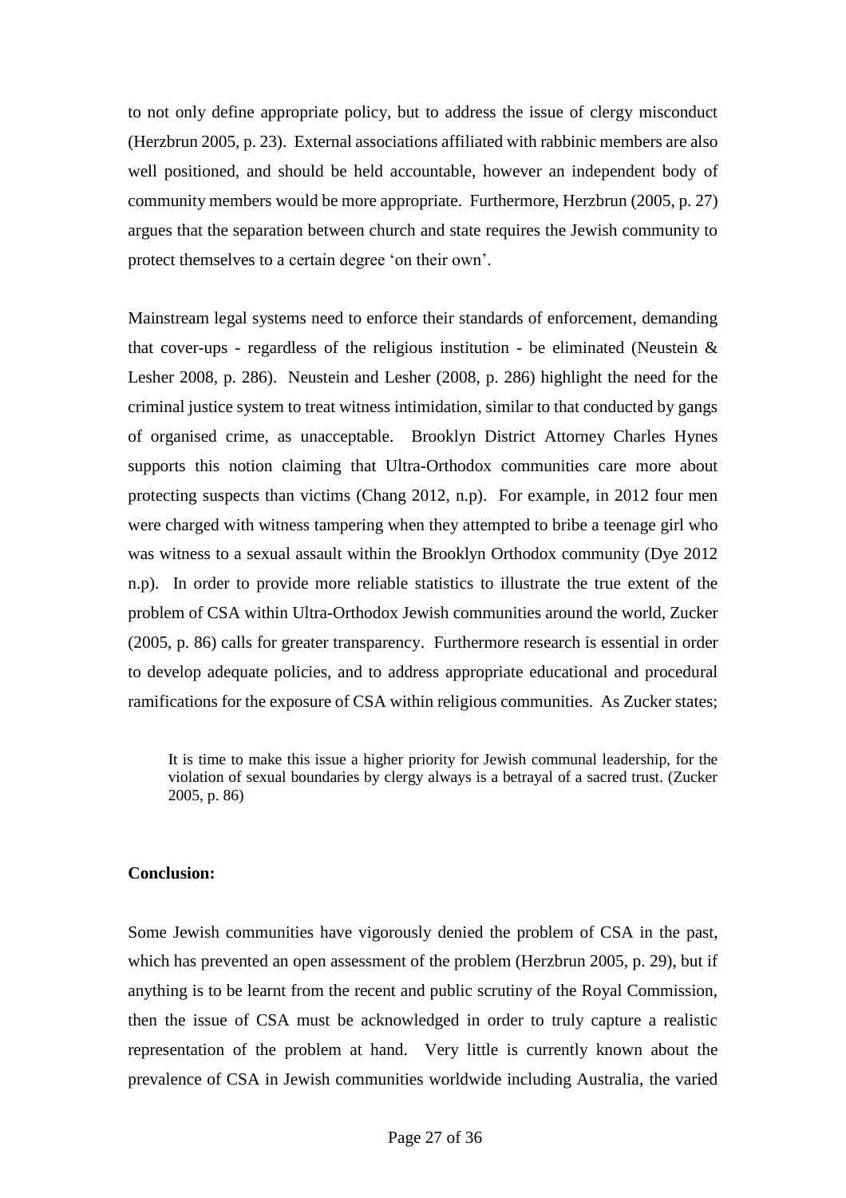to not only define appropriate policy, but to address the issue of clergy misconduct (Herzbrun 2005, p. 23). External associations affiliated with rabbinic members are also well positioned, and should be held accountable, however an independent body of community members would be more appropriate. Furthermore, Herzbrun (2005, p. 27) argues that the separation between church and state requires the Jewish community to protect themselves to a certain degree 'on their own'.

Mainstream legal systems need to enforce their standards of enforcement, demanding that cover-ups - regardless of the religious institution - be eliminated (Neustein & Lesher 2008, p. 286). Neustein and Lesher (2008, p. 286) highlight the need for the criminal justice system to treat witness intimidation, similar to that conducted by gangs of organised crime, as unacceptable. Brooklyn District Attorney Charles Hynes supports this notion claiming that Ultra-Orthodox communities care more about protecting suspects than victims (Chang 2012, n.p). For example, in 2012 four men were charged with witness tampering when they attempted to bribe a teenage girl who was witness to a sexual assault within the Brooklyn Orthodox community (Dye 2012 n.p). In order to provide more reliable statistics to illustrate the true extent of the problem of CSA within Ultra-Orthodox Jewish communities around the world, Zucker (2005, p. 86) calls for greater transparency. Furthermore research is essential in order to develop adequate policies, and to address appropriate educational and procedural ramifications for the exposure of CSA within religious communities. As Zucker states;

> It is time to make this issue a higher priority for Jewish communal leadership, for the violation of sexual boundaries by clergy always is a betrayal of a sacred trust. (Zucker 2005, p. 86)

**Conclusion:**

Some Jewish communities have vigorously denied the problem of CSA in the past, which has prevented an open assessment of the problem (Herzbrun 2005, p. 29), but if anything is to be learnt from the recent and public scrutiny of the Royal Commission, then the issue of CSA must be acknowledged in order to truly capture a realistic representation of the problem at hand. Very little is currently known about the prevalence of CSA in Jewish communities worldwide including Australia, the varied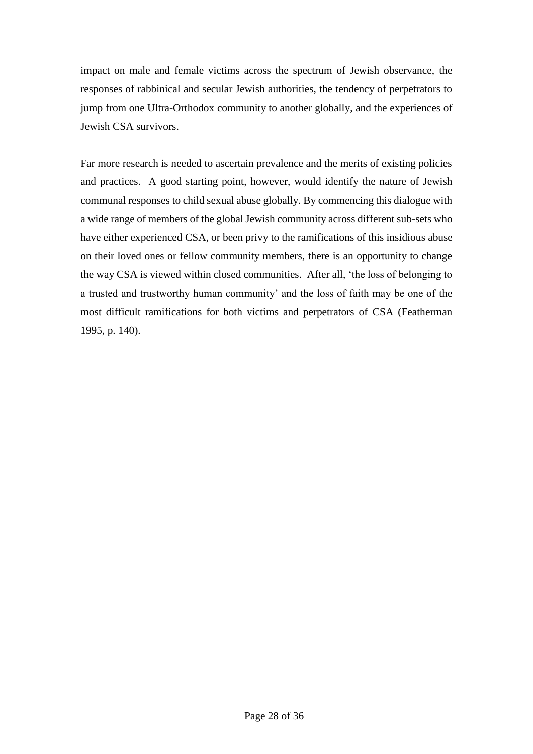impact on male and female victims across the spectrum of Jewish observance, the responses of rabbinical and secular Jewish authorities, the tendency of perpetrators to jump from one Ultra-Orthodox community to another globally, and the experiences of Jewish CSA survivors.

Far more research is needed to ascertain prevalence and the merits of existing policies and practices. A good starting point, however, would identify the nature of Jewish communal responses to child sexual abuse globally. By commencing this dialogue with a wide range of members of the global Jewish community across different sub-sets who have either experienced CSA, or been privy to the ramifications of this insidious abuse on their loved ones or fellow community members, there is an opportunity to change the way CSA is viewed within closed communities. After all, 'the loss of belonging to a trusted and trustworthy human community' and the loss of faith may be one of the most difficult ramifications for both victims and perpetrators of CSA (Featherman 1995, p. 140).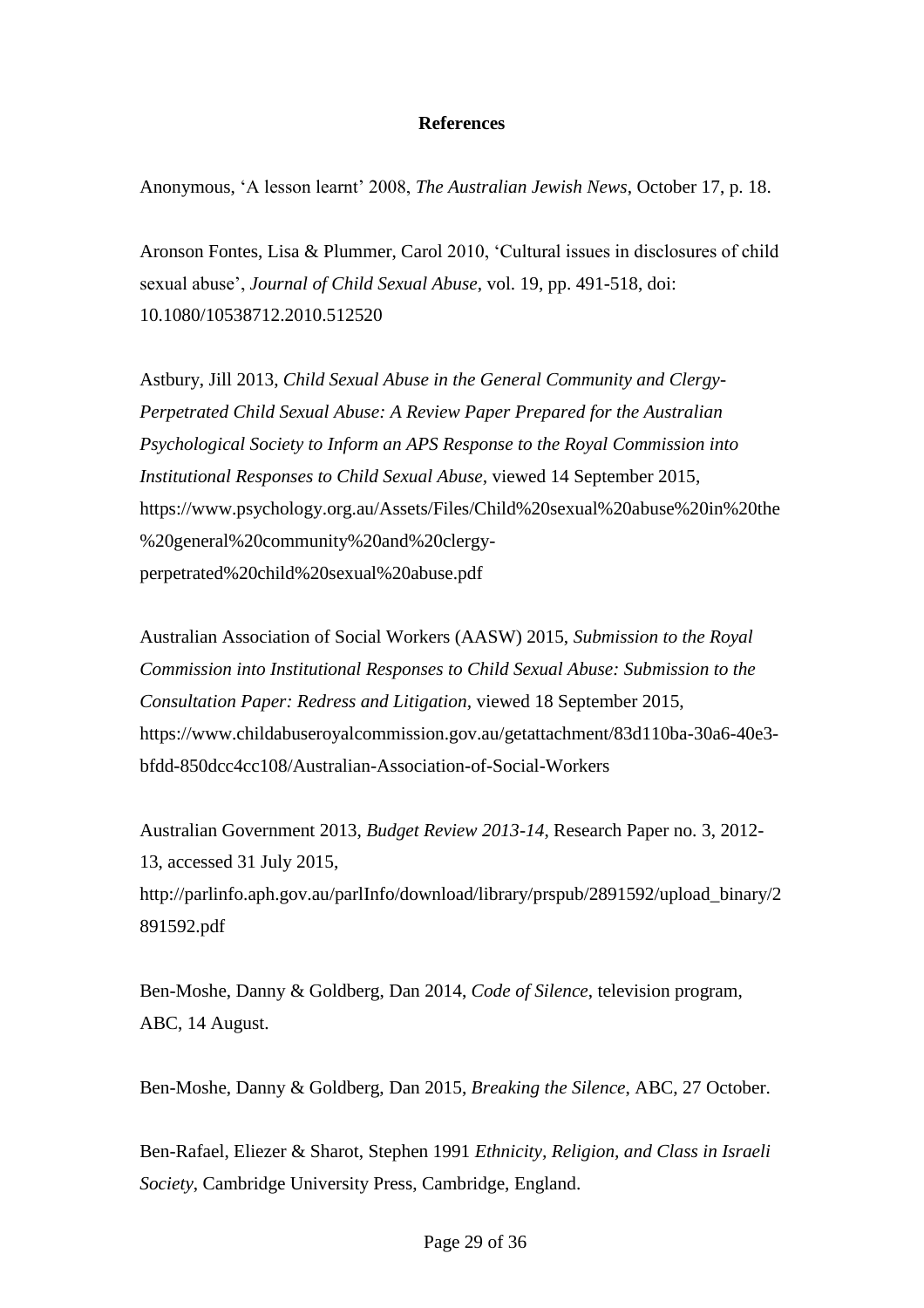## References

Anonymous, 'A lesson learnt' 2008, *The Australian Jewish News*, October 17, p. 18.

Aronson Fontes, Lisa & Plummer, Carol 2010, 'Cultural issues in disclosures of child sexual abuse', *Journal of Child Sexual Abuse*, vol. 19, pp. 491-518, doi: 10.1080/10538712.2010.512520

Astbury, Jill 2013, *Child Sexual Abuse in the General Community and Clergy-Perpetrated Child Sexual Abuse: A Review Paper Prepared for the Australian Psychological Society to Inform an APS Response to the Royal Commission into Institutional Responses to Child Sexual Abuse*, viewed 14 September 2015, https://www.psychology.org.au/Assets/Files/Child%20sexual%20abuse%20in%20the%20general%20community%20and%20clergy-perpetrated%20child%20sexual%20abuse.pdf

Australian Association of Social Workers (AASW) 2015, *Submission to the Royal Commission into Institutional Responses to Child Sexual Abuse: Submission to the Consultation Paper: Redress and Litigation*, viewed 18 September 2015, https://www.childabuseroyalcommission.gov.au/getattachment/83d110ba-30a6-40e3-bfdd-850dcc4cc108/Australian-Association-of-Social-Workers

Australian Government 2013, *Budget Review 2013-14*, Research Paper no. 3, 2012-13, accessed 31 July 2015, http://parlinfo.aph.gov.au/parlInfo/download/library/prspub/2891592/upload_binary/2891592.pdf

Ben-Moshe, Danny & Goldberg, Dan 2014, *Code of Silence*, television program, ABC, 14 August.

Ben-Moshe, Danny & Goldberg, Dan 2015, *Breaking the Silence*, ABC, 27 October.

Ben-Rafael, Eliezer & Sharot, Stephen 1991 *Ethnicity, Religion, and Class in Israeli Society*, Cambridge University Press, Cambridge, England.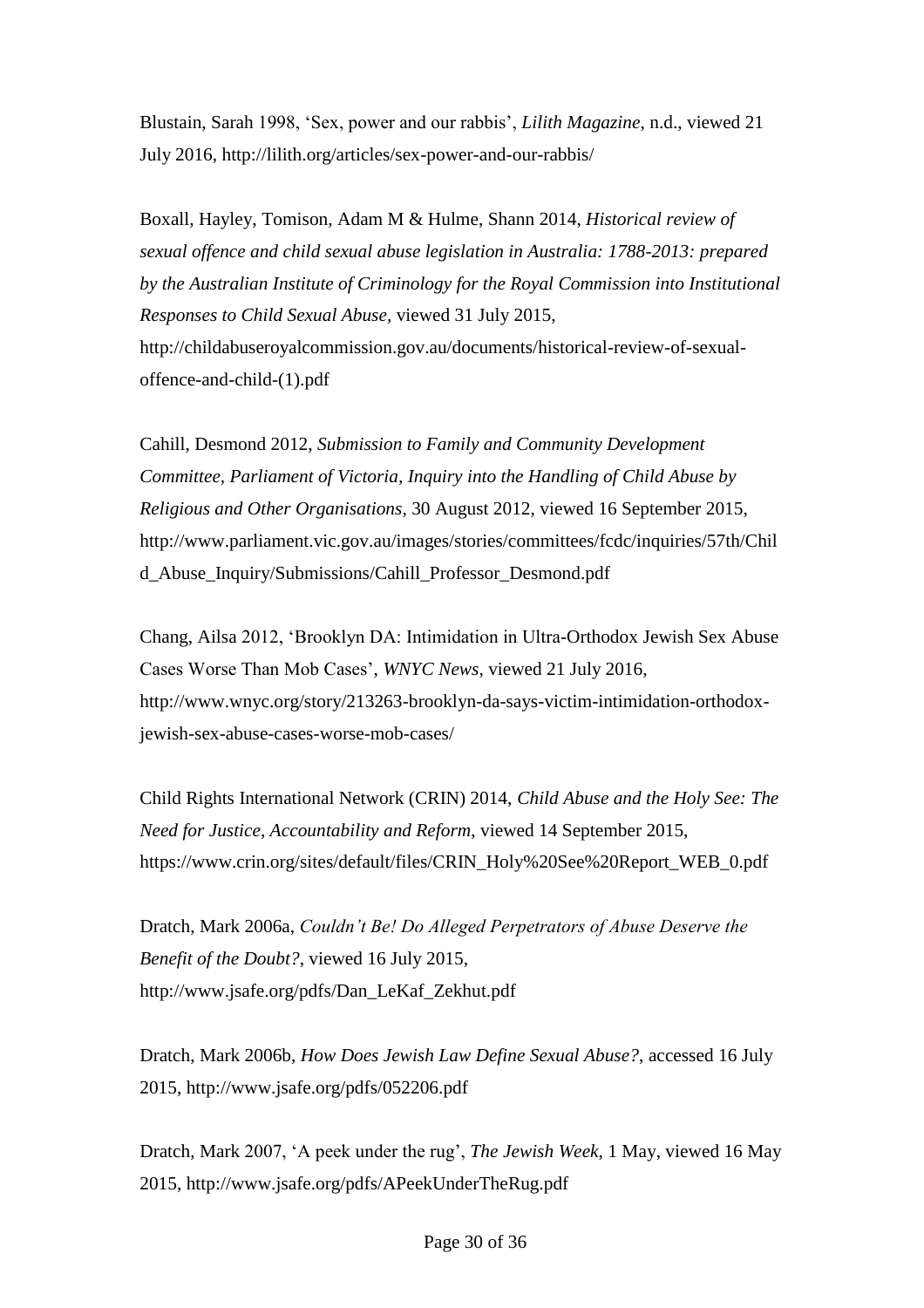Blustain, Sarah 1998, 'Sex, power and our rabbis', *Lilith Magazine*, n.d., viewed 21 July 2016, http://lilith.org/articles/sex-power-and-our-rabbis/

Boxall, Hayley, Tomison, Adam M & Hulme, Shann 2014, *Historical review of sexual offence and child sexual abuse legislation in Australia: 1788-2013: prepared by the Australian Institute of Criminology for the Royal Commission into Institutional Responses to Child Sexual Abuse*, viewed 31 July 2015, http://childabuseroyalcommission.gov.au/documents/historical-review-of-sexual-offence-and-child-(1).pdf

Cahill, Desmond 2012, *Submission to Family and Community Development Committee, Parliament of Victoria, Inquiry into the Handling of Child Abuse by Religious and Other Organisations*, 30 August 2012, viewed 16 September 2015, http://www.parliament.vic.gov.au/images/stories/committees/fcdc/inquiries/57th/Child_Abuse_Inquiry/Submissions/Cahill_Professor_Desmond.pdf

Chang, Ailsa 2012, 'Brooklyn DA: Intimidation in Ultra-Orthodox Jewish Sex Abuse Cases Worse Than Mob Cases', *WNYC News*, viewed 21 July 2016, http://www.wnyc.org/story/213263-brooklyn-da-says-victim-intimidation-orthodox-jewish-sex-abuse-cases-worse-mob-cases/

Child Rights International Network (CRIN) 2014, *Child Abuse and the Holy See: The Need for Justice, Accountability and Reform*, viewed 14 September 2015, https://www.crin.org/sites/default/files/CRIN_Holy%20See%20Report_WEB_0.pdf

Dratch, Mark 2006a, *Couldn't Be! Do Alleged Perpetrators of Abuse Deserve the Benefit of the Doubt?*, viewed 16 July 2015, http://www.jsafe.org/pdfs/Dan_LeKaf_Zekhut.pdf

Dratch, Mark 2006b, *How Does Jewish Law Define Sexual Abuse?*, accessed 16 July 2015, http://www.jsafe.org/pdfs/052206.pdf

Dratch, Mark 2007, 'A peek under the rug', *The Jewish Week*, 1 May, viewed 16 May 2015, http://www.jsafe.org/pdfs/APeekUnderTheRug.pdf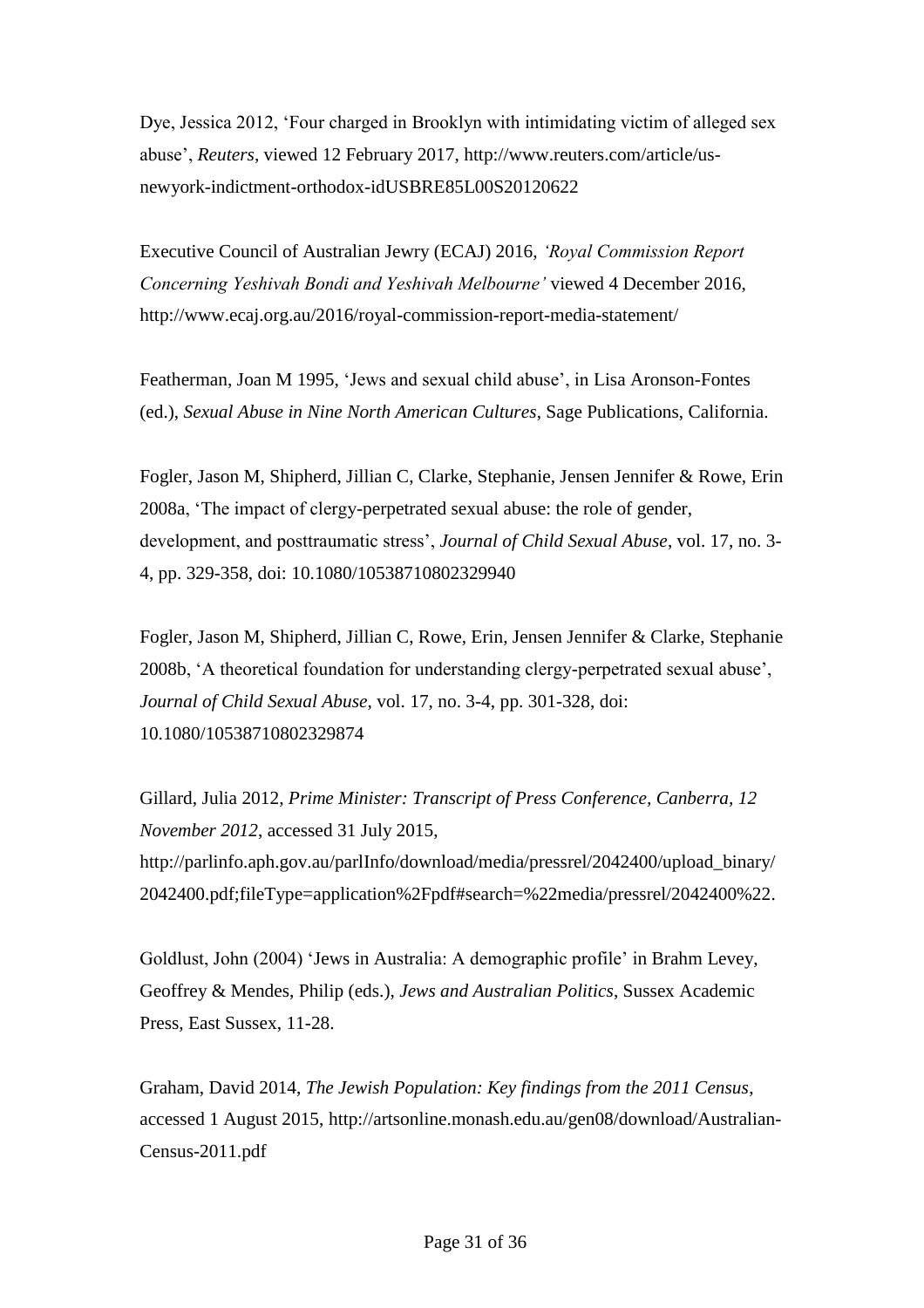Dye, Jessica 2012, 'Four charged in Brooklyn with intimidating victim of alleged sex abuse', *Reuters*, viewed 12 February 2017, http://www.reuters.com/article/us-newyork-indictment-orthodox-idUSBRE85L00S20120622

Executive Council of Australian Jewry (ECAJ) 2016, *'Royal Commission Report Concerning Yeshivah Bondi and Yeshivah Melbourne'* viewed 4 December 2016, http://www.ecaj.org.au/2016/royal-commission-report-media-statement/

Featherman, Joan M 1995, 'Jews and sexual child abuse', in Lisa Aronson-Fontes (ed.), *Sexual Abuse in Nine North American Cultures*, Sage Publications, California.

Fogler, Jason M, Shipherd, Jillian C, Clarke, Stephanie, Jensen Jennifer & Rowe, Erin 2008a, 'The impact of clergy-perpetrated sexual abuse: the role of gender, development, and posttraumatic stress', *Journal of Child Sexual Abuse*, vol. 17, no. 3-4, pp. 329-358, doi: 10.1080/10538710802329940

Fogler, Jason M, Shipherd, Jillian C, Rowe, Erin, Jensen Jennifer & Clarke, Stephanie 2008b, 'A theoretical foundation for understanding clergy-perpetrated sexual abuse', *Journal of Child Sexual Abuse*, vol. 17, no. 3-4, pp. 301-328, doi: 10.1080/10538710802329874

Gillard, Julia 2012, *Prime Minister: Transcript of Press Conference, Canberra, 12 November 2012*, accessed 31 July 2015, http://parlinfo.aph.gov.au/parlInfo/download/media/pressrel/2042400/upload_binary/2042400.pdf;fileType=application%2Fpdf#search=%22media/pressrel/2042400%22.

Goldlust, John (2004) 'Jews in Australia: A demographic profile' in Brahm Levey, Geoffrey & Mendes, Philip (eds.), *Jews and Australian Politics*, Sussex Academic Press, East Sussex, 11-28.

Graham, David 2014, *The Jewish Population: Key findings from the 2011 Census*, accessed 1 August 2015, http://artsonline.monash.edu.au/gen08/download/Australian-Census-2011.pdf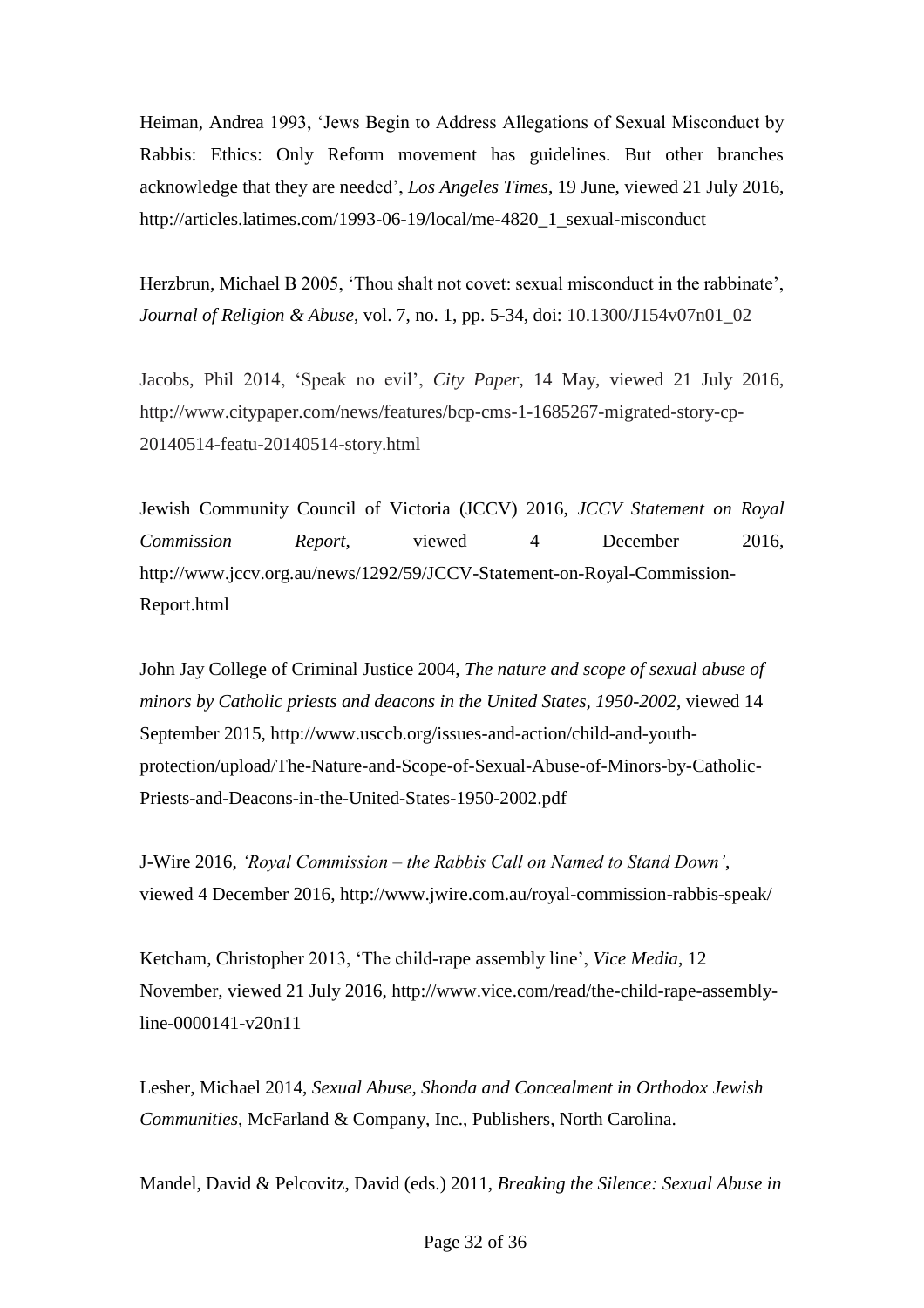Heiman, Andrea 1993, 'Jews Begin to Address Allegations of Sexual Misconduct by Rabbis: Ethics: Only Reform movement has guidelines. But other branches acknowledge that they are needed', *Los Angeles Times*, 19 June, viewed 21 July 2016, http://articles.latimes.com/1993-06-19/local/me-4820_1_sexual-misconduct

Herzbrun, Michael B 2005, 'Thou shalt not covet: sexual misconduct in the rabbinate', *Journal of Religion & Abuse*, vol. 7, no. 1, pp. 5-34, doi: 10.1300/J154v07n01_02

Jacobs, Phil 2014, 'Speak no evil', *City Paper*, 14 May, viewed 21 July 2016, http://www.citypaper.com/news/features/bcp-cms-1-1685267-migrated-story-cp-20140514-featu-20140514-story.html

Jewish Community Council of Victoria (JCCV) 2016, *JCCV Statement on Royal Commission Report*, viewed 4 December 2016, http://www.jccv.org.au/news/1292/59/JCCV-Statement-on-Royal-Commission-Report.html

John Jay College of Criminal Justice 2004, *The nature and scope of sexual abuse of minors by Catholic priests and deacons in the United States, 1950-2002*, viewed 14 September 2015, http://www.usccb.org/issues-and-action/child-and-youth-protection/upload/The-Nature-and-Scope-of-Sexual-Abuse-of-Minors-by-Catholic-Priests-and-Deacons-in-the-United-States-1950-2002.pdf

J-Wire 2016, *'Royal Commission – the Rabbis Call on Named to Stand Down'*, viewed 4 December 2016, http://www.jwire.com.au/royal-commission-rabbis-speak/

Ketcham, Christopher 2013, 'The child-rape assembly line', *Vice Media*, 12 November, viewed 21 July 2016, http://www.vice.com/read/the-child-rape-assembly-line-0000141-v20n11

Lesher, Michael 2014, *Sexual Abuse, Shonda and Concealment in Orthodox Jewish Communities*, McFarland & Company, Inc., Publishers, North Carolina.

Mandel, David & Pelcovitz, David (eds.) 2011, *Breaking the Silence: Sexual Abuse in*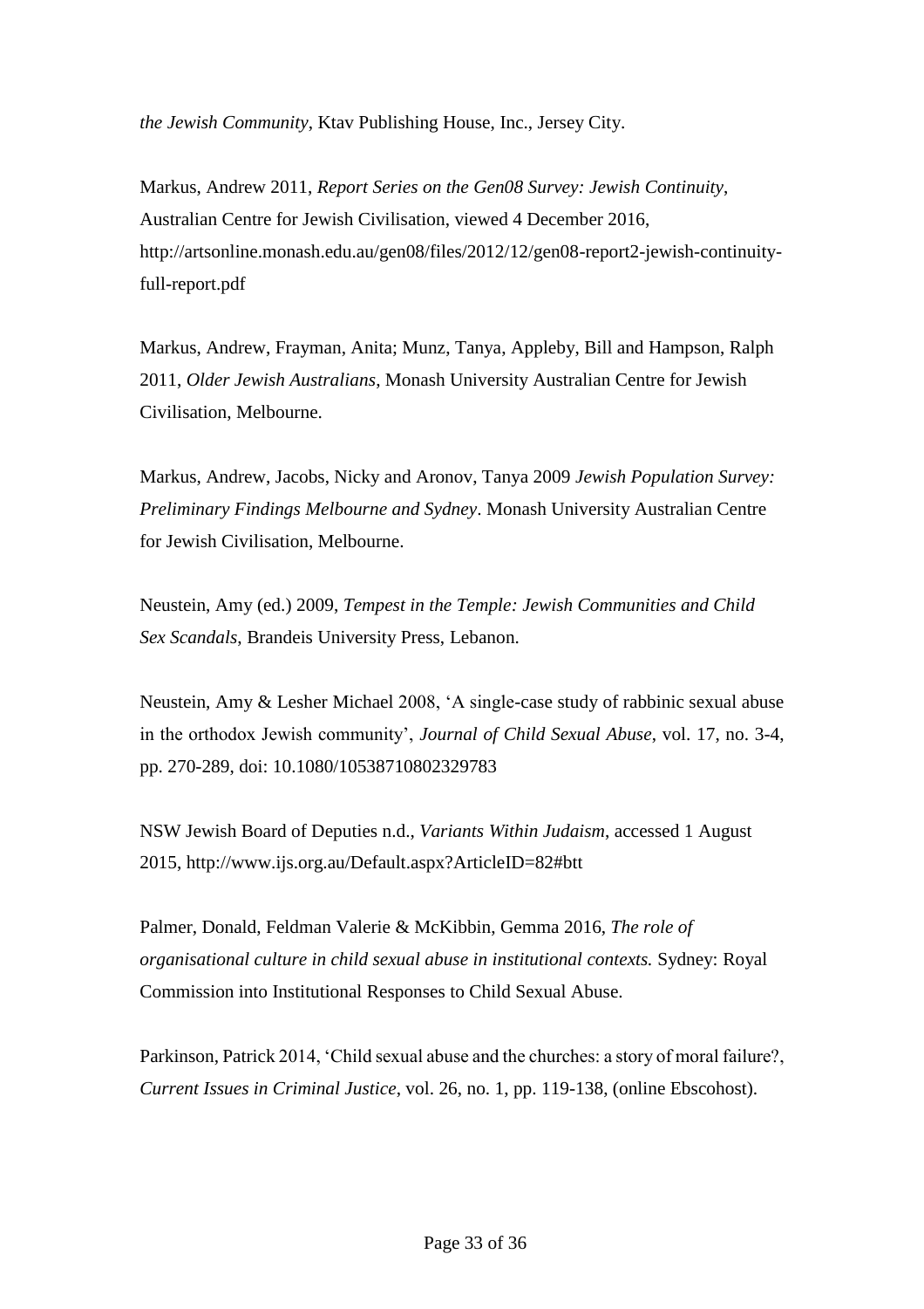*the Jewish Community*, Ktav Publishing House, Inc., Jersey City.

Markus, Andrew 2011, *Report Series on the Gen08 Survey: Jewish Continuity*, Australian Centre for Jewish Civilisation, viewed 4 December 2016, http://artsonline.monash.edu.au/gen08/files/2012/12/gen08-report2-jewish-continuity-full-report.pdf

Markus, Andrew, Frayman, Anita; Munz, Tanya, Appleby, Bill and Hampson, Ralph 2011, *Older Jewish Australians*, Monash University Australian Centre for Jewish Civilisation, Melbourne.

Markus, Andrew, Jacobs, Nicky and Aronov, Tanya 2009 *Jewish Population Survey: Preliminary Findings Melbourne and Sydney*. Monash University Australian Centre for Jewish Civilisation, Melbourne.

Neustein, Amy (ed.) 2009, *Tempest in the Temple: Jewish Communities and Child Sex Scandals*, Brandeis University Press, Lebanon.

Neustein, Amy & Lesher Michael 2008, 'A single-case study of rabbinic sexual abuse in the orthodox Jewish community', *Journal of Child Sexual Abuse*, vol. 17, no. 3-4, pp. 270-289, doi: 10.1080/10538710802329783

NSW Jewish Board of Deputies n.d., *Variants Within Judaism*, accessed 1 August 2015, http://www.ijs.org.au/Default.aspx?ArticleID=82#btt

Palmer, Donald, Feldman Valerie & McKibbin, Gemma 2016, *The role of organisational culture in child sexual abuse in institutional contexts.* Sydney: Royal Commission into Institutional Responses to Child Sexual Abuse.

Parkinson, Patrick 2014, 'Child sexual abuse and the churches: a story of moral failure?, *Current Issues in Criminal Justice*, vol. 26, no. 1, pp. 119-138, (online Ebscohost).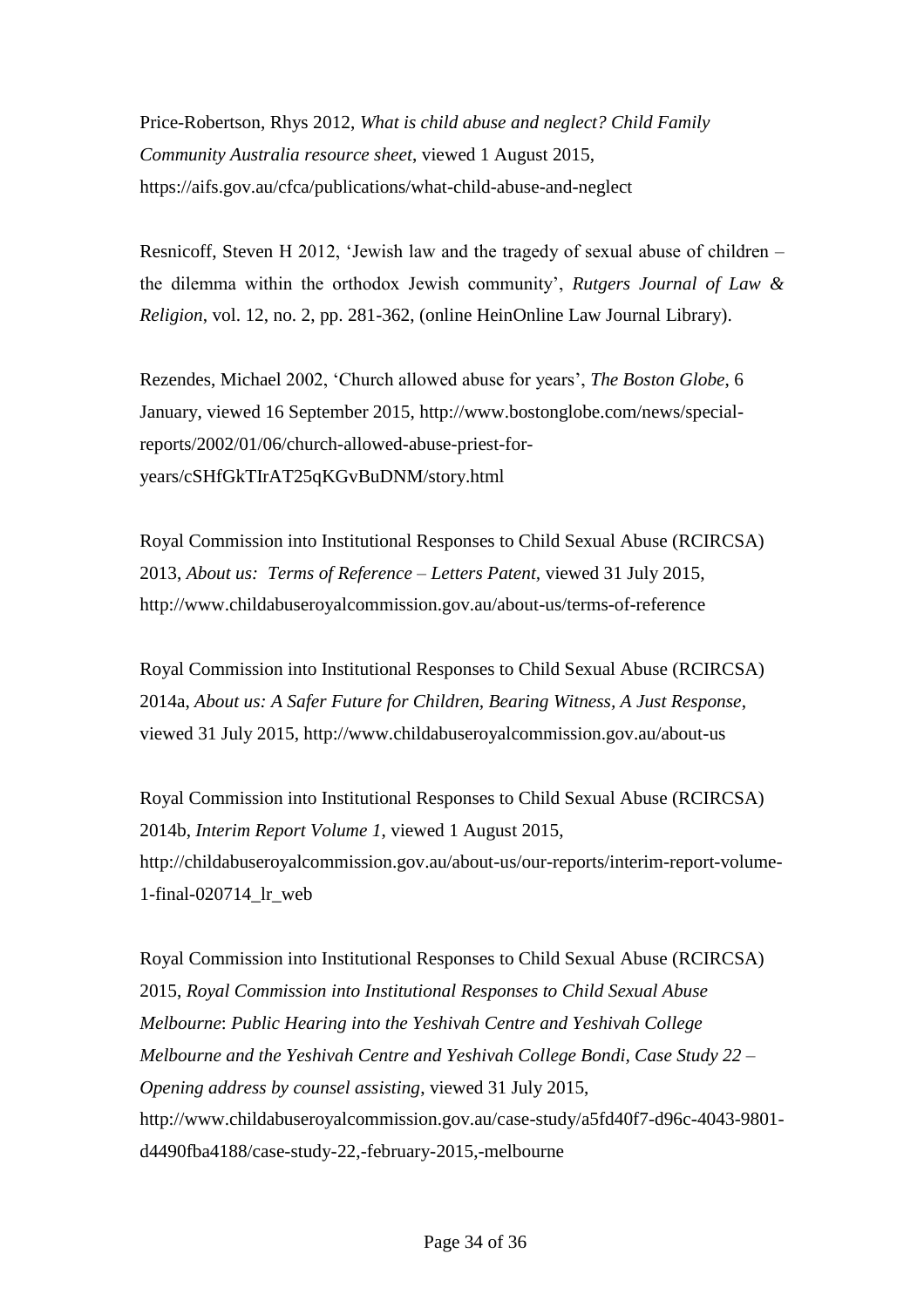Price-Robertson, Rhys 2012, *What is child abuse and neglect? Child Family Community Australia resource sheet*, viewed 1 August 2015, https://aifs.gov.au/cfca/publications/what-child-abuse-and-neglect

Resnicoff, Steven H 2012, 'Jewish law and the tragedy of sexual abuse of children – the dilemma within the orthodox Jewish community', *Rutgers Journal of Law & Religion*, vol. 12, no. 2, pp. 281-362, (online HeinOnline Law Journal Library).

Rezendes, Michael 2002, 'Church allowed abuse for years', *The Boston Globe*, 6 January, viewed 16 September 2015, http://www.bostonglobe.com/news/special-reports/2002/01/06/church-allowed-abuse-priest-for-years/cSHfGkTIrAT25qKGvBuDNM/story.html

Royal Commission into Institutional Responses to Child Sexual Abuse (RCIRCSA) 2013, *About us: Terms of Reference – Letters Patent*, viewed 31 July 2015, http://www.childabuseroyalcommission.gov.au/about-us/terms-of-reference

Royal Commission into Institutional Responses to Child Sexual Abuse (RCIRCSA) 2014a, *About us: A Safer Future for Children, Bearing Witness, A Just Response*, viewed 31 July 2015, http://www.childabuseroyalcommission.gov.au/about-us

Royal Commission into Institutional Responses to Child Sexual Abuse (RCIRCSA) 2014b, *Interim Report Volume 1*, viewed 1 August 2015, http://childabuseroyalcommission.gov.au/about-us/our-reports/interim-report-volume-1-final-020714_lr_web

Royal Commission into Institutional Responses to Child Sexual Abuse (RCIRCSA) 2015, *Royal Commission into Institutional Responses to Child Sexual Abuse Melbourne*: *Public Hearing into the Yeshivah Centre and Yeshivah College Melbourne and the Yeshivah Centre and Yeshivah College Bondi, Case Study 22 – Opening address by counsel assisting*, viewed 31 July 2015, http://www.childabuseroyalcommission.gov.au/case-study/a5fd40f7-d96c-4043-9801-d4490fba4188/case-study-22,-february-2015,-melbourne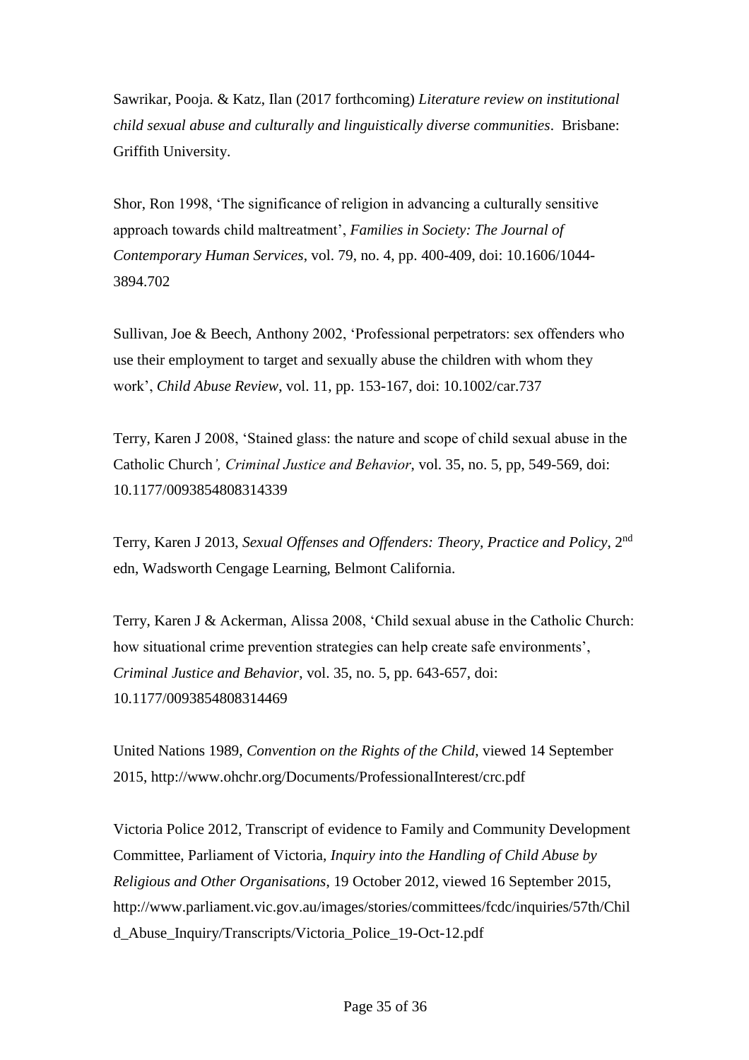Sawrikar, Pooja. & Katz, Ilan (2017 forthcoming) *Literature review on institutional child sexual abuse and culturally and linguistically diverse communities*. Brisbane: Griffith University.

Shor, Ron 1998, 'The significance of religion in advancing a culturally sensitive approach towards child maltreatment', *Families in Society: The Journal of Contemporary Human Services*, vol. 79, no. 4, pp. 400-409, doi: 10.1606/1044-3894.702

Sullivan, Joe & Beech, Anthony 2002, 'Professional perpetrators: sex offenders who use their employment to target and sexually abuse the children with whom they work', *Child Abuse Review*, vol. 11, pp. 153-167, doi: 10.1002/car.737

Terry, Karen J 2008, 'Stained glass: the nature and scope of child sexual abuse in the Catholic Church*', Criminal Justice and Behavior*, vol. 35, no. 5, pp, 549-569, doi: 10.1177/0093854808314339

Terry, Karen J 2013, *Sexual Offenses and Offenders: Theory, Practice and Policy*, 2nd edn, Wadsworth Cengage Learning, Belmont California.

Terry, Karen J & Ackerman, Alissa 2008, 'Child sexual abuse in the Catholic Church: how situational crime prevention strategies can help create safe environments', *Criminal Justice and Behavior*, vol. 35, no. 5, pp. 643-657, doi: 10.1177/0093854808314469

United Nations 1989, *Convention on the Rights of the Child*, viewed 14 September 2015, http://www.ohchr.org/Documents/ProfessionalInterest/crc.pdf

Victoria Police 2012, Transcript of evidence to Family and Community Development Committee, Parliament of Victoria, *Inquiry into the Handling of Child Abuse by Religious and Other Organisations*, 19 October 2012, viewed 16 September 2015, http://www.parliament.vic.gov.au/images/stories/committees/fcdc/inquiries/57th/Child_Abuse_Inquiry/Transcripts/Victoria_Police_19-Oct-12.pdf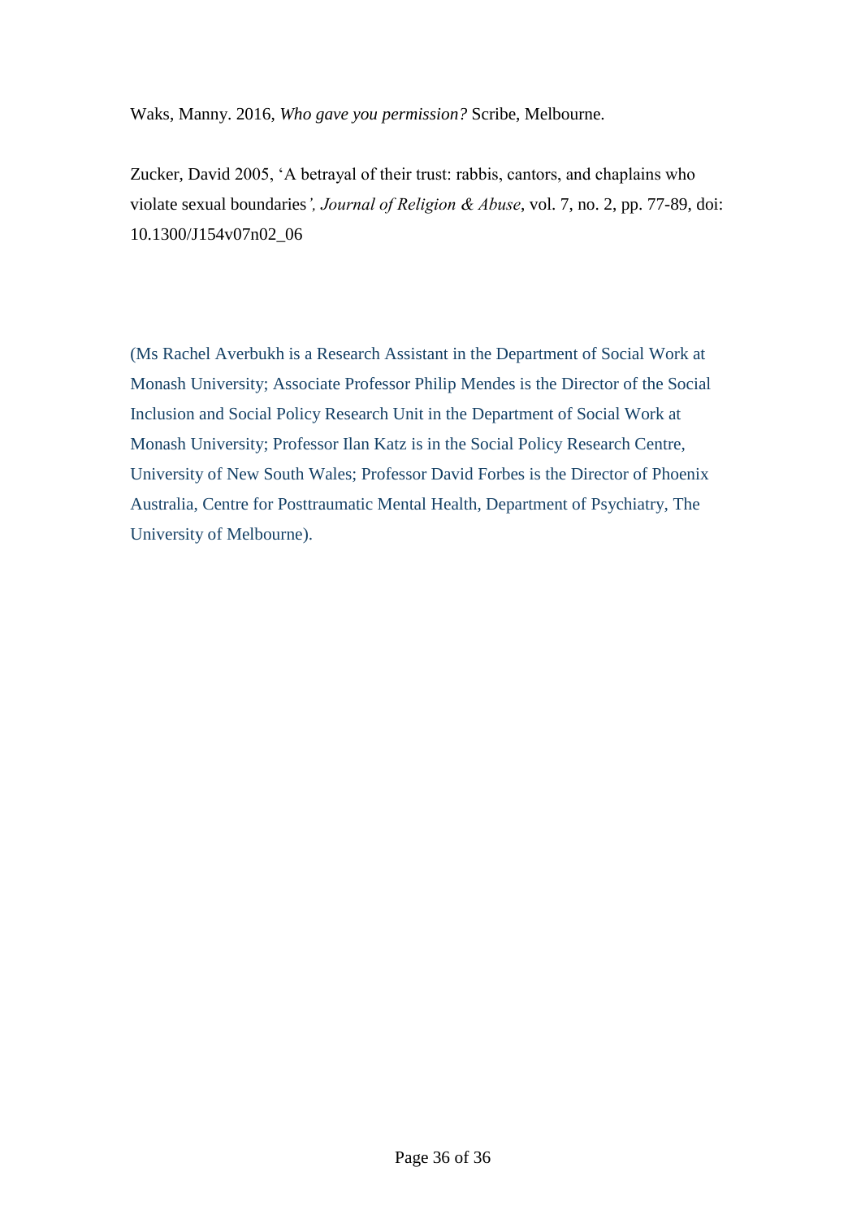Waks, Manny. 2016, *Who gave you permission?* Scribe, Melbourne.

Zucker, David 2005, 'A betrayal of their trust: rabbis, cantors, and chaplains who violate sexual boundaries*', Journal of Religion & Abuse*, vol. 7, no. 2, pp. 77-89, doi: 10.1300/J154v07n02_06

(Ms Rachel Averbukh is a Research Assistant in the Department of Social Work at Monash University; Associate Professor Philip Mendes is the Director of the Social Inclusion and Social Policy Research Unit in the Department of Social Work at Monash University; Professor Ilan Katz is in the Social Policy Research Centre, University of New South Wales; Professor David Forbes is the Director of Phoenix Australia, Centre for Posttraumatic Mental Health, Department of Psychiatry, The University of Melbourne).